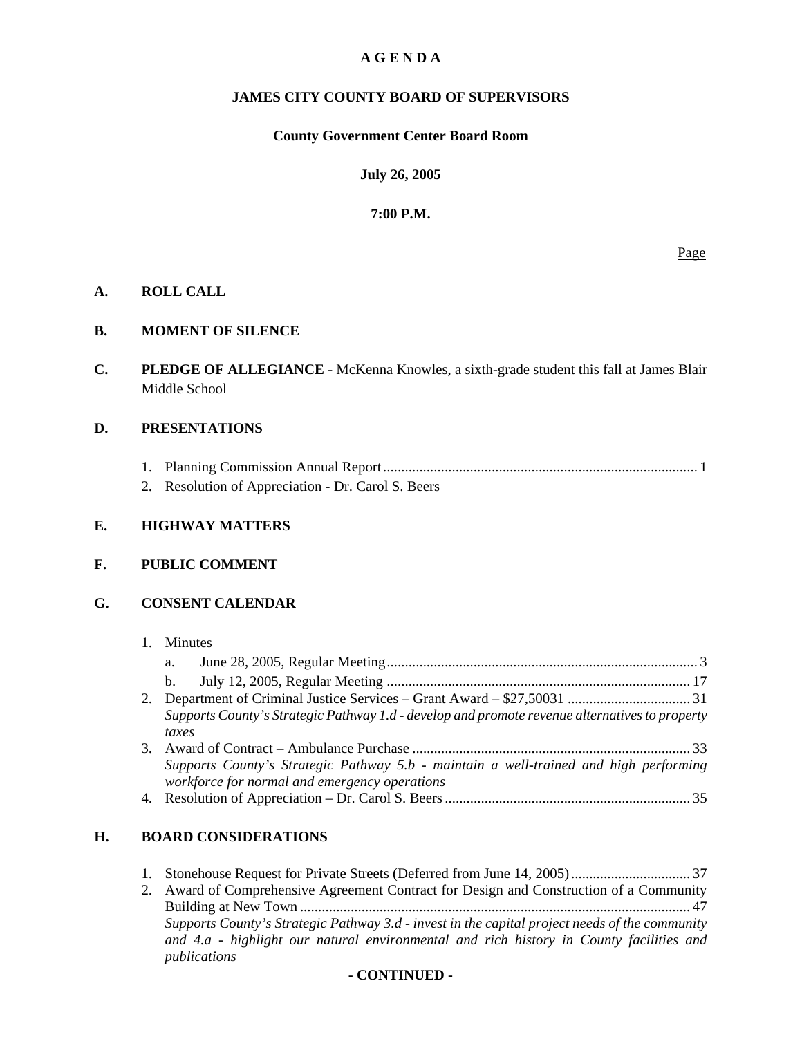**A G E N D A**

**JAMES CITY COUNTY BOARD OF SUPERVISORS**

**County Government Center Board Room**

**July 26, 2005**

**7:00 P.M.**

---

Page

**A. ROLL CALL**

**B. MOMENT OF SILENCE**

**C. PLEDGE OF ALLEGIANCE -** McKenna Knowles, a sixth-grade student this fall at James Blair Middle School

**D. PRESENTATIONS**

1. Planning Commission Annual Report ........................................ 1
2. Resolution of Appreciation - Dr. Carol S. Beers

**E. HIGHWAY MATTERS**

**F. PUBLIC COMMENT**

**G. CONSENT CALENDAR**

1. Minutes
   a. June 28, 2005, Regular Meeting ........................................ 3
   b. July 12, 2005, Regular Meeting ........................................ 17
2. Department of Criminal Justice Services – Grant Award – $27,50031 ........................................ 31
   *Supports County's Strategic Pathway 1.d - develop and promote revenue alternatives to property taxes*
3. Award of Contract – Ambulance Purchase ........................................ 33
   *Supports County's Strategic Pathway 5.b - maintain a well-trained and high performing workforce for normal and emergency operations*
4. Resolution of Appreciation – Dr. Carol S. Beers ........................................ 35

**H. BOARD CONSIDERATIONS**

1. Stonehouse Request for Private Streets (Deferred from June 14, 2005) ........................................ 37
2. Award of Comprehensive Agreement Contract for Design and Construction of a Community Building at New Town ........................................ 47
   *Supports County's Strategic Pathway 3.d - invest in the capital project needs of the community and 4.a - highlight our natural environmental and rich history in County facilities and publications*

**- CONTINUED -**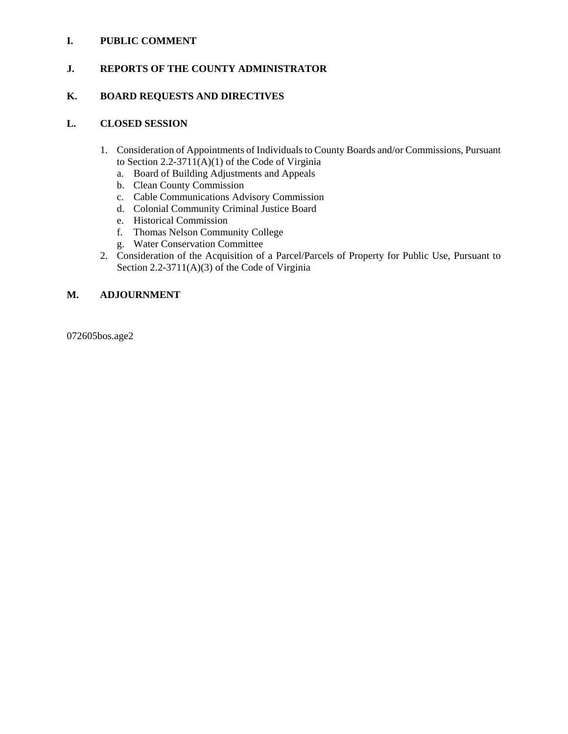**I. PUBLIC COMMENT**

**J. REPORTS OF THE COUNTY ADMINISTRATOR**

**K. BOARD REQUESTS AND DIRECTIVES**

**L. CLOSED SESSION**

1. Consideration of Appointments of Individuals to County Boards and/or Commissions, Pursuant to Section 2.2-3711(A)(1) of the Code of Virginia
   a. Board of Building Adjustments and Appeals
   b. Clean County Commission
   c. Cable Communications Advisory Commission
   d. Colonial Community Criminal Justice Board
   e. Historical Commission
   f. Thomas Nelson Community College
   g. Water Conservation Committee
2. Consideration of the Acquisition of a Parcel/Parcels of Property for Public Use, Pursuant to Section 2.2-3711(A)(3) of the Code of Virginia

**M. ADJOURNMENT**

072605bos.age2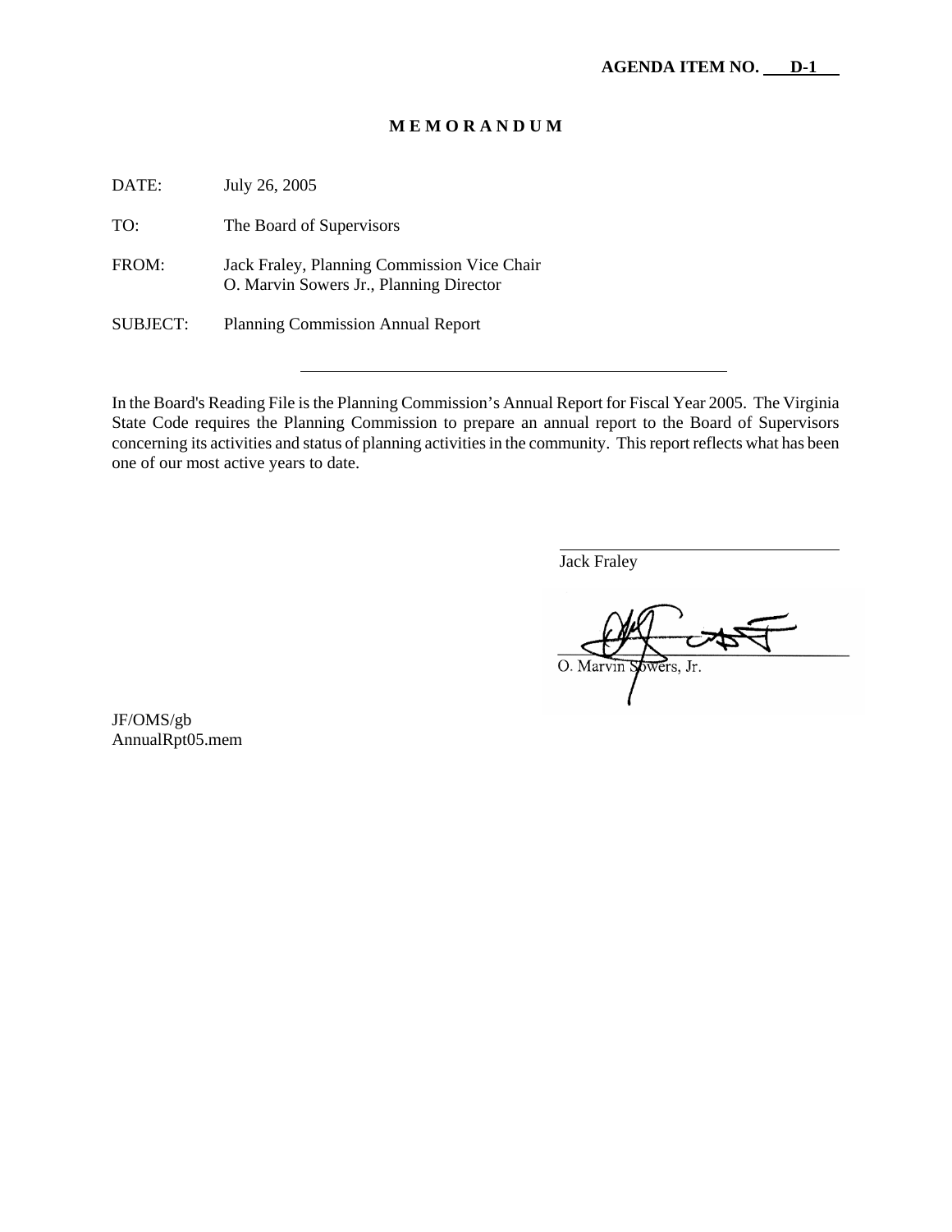**AGENDA ITEM NO. D-1**

# MEMORANDUM

DATE: July 26, 2005

TO: The Board of Supervisors

FROM: Jack Fraley, Planning Commission Vice Chair
O. Marvin Sowers Jr., Planning Director

SUBJECT: Planning Commission Annual Report

---

In the Board's Reading File is the Planning Commission's Annual Report for Fiscal Year 2005. The Virginia State Code requires the Planning Commission to prepare an annual report to the Board of Supervisors concerning its activities and status of planning activities in the community. This report reflects what has been one of our most active years to date.

Jack Fraley

O. Marvin Sowers, Jr.

JF/OMS/gb
AnnualRpt05.mem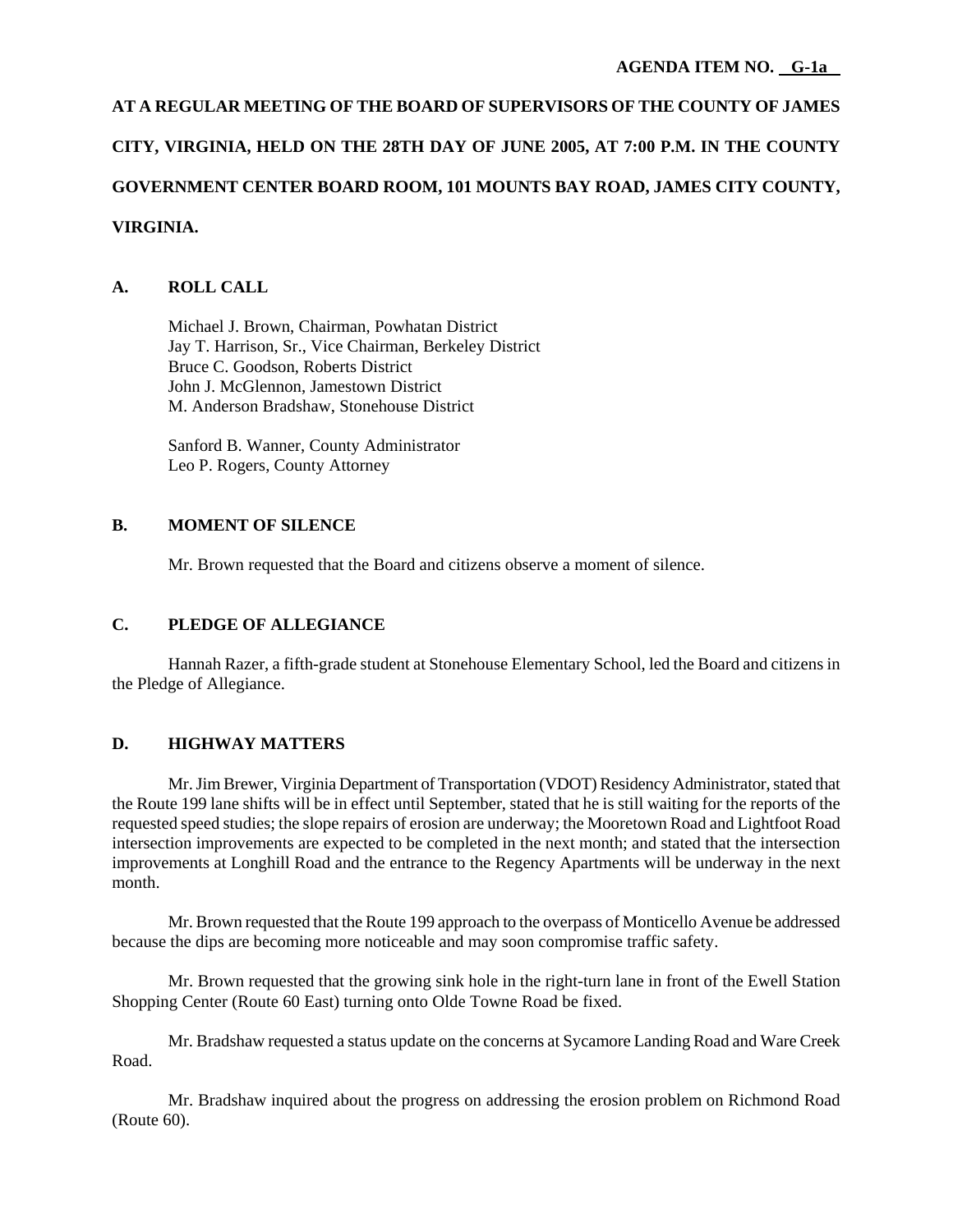**AGENDA ITEM NO. G-1a**

**AT A REGULAR MEETING OF THE BOARD OF SUPERVISORS OF THE COUNTY OF JAMES CITY, VIRGINIA, HELD ON THE 28TH DAY OF JUNE 2005, AT 7:00 P.M. IN THE COUNTY GOVERNMENT CENTER BOARD ROOM, 101 MOUNTS BAY ROAD, JAMES CITY COUNTY, VIRGINIA.**

## A. ROLL CALL

Michael J. Brown, Chairman, Powhatan District
Jay T. Harrison, Sr., Vice Chairman, Berkeley District
Bruce C. Goodson, Roberts District
John J. McGlennon, Jamestown District
M. Anderson Bradshaw, Stonehouse District

Sanford B. Wanner, County Administrator
Leo P. Rogers, County Attorney

## B. MOMENT OF SILENCE

Mr. Brown requested that the Board and citizens observe a moment of silence.

## C. PLEDGE OF ALLEGIANCE

Hannah Razer, a fifth-grade student at Stonehouse Elementary School, led the Board and citizens in the Pledge of Allegiance.

## D. HIGHWAY MATTERS

Mr. Jim Brewer, Virginia Department of Transportation (VDOT) Residency Administrator, stated that the Route 199 lane shifts will be in effect until September, stated that he is still waiting for the reports of the requested speed studies; the slope repairs of erosion are underway; the Mooretown Road and Lightfoot Road intersection improvements are expected to be completed in the next month; and stated that the intersection improvements at Longhill Road and the entrance to the Regency Apartments will be underway in the next month.

Mr. Brown requested that the Route 199 approach to the overpass of Monticello Avenue be addressed because the dips are becoming more noticeable and may soon compromise traffic safety.

Mr. Brown requested that the growing sink hole in the right-turn lane in front of the Ewell Station Shopping Center (Route 60 East) turning onto Olde Towne Road be fixed.

Mr. Bradshaw requested a status update on the concerns at Sycamore Landing Road and Ware Creek Road.

Mr. Bradshaw inquired about the progress on addressing the erosion problem on Richmond Road (Route 60).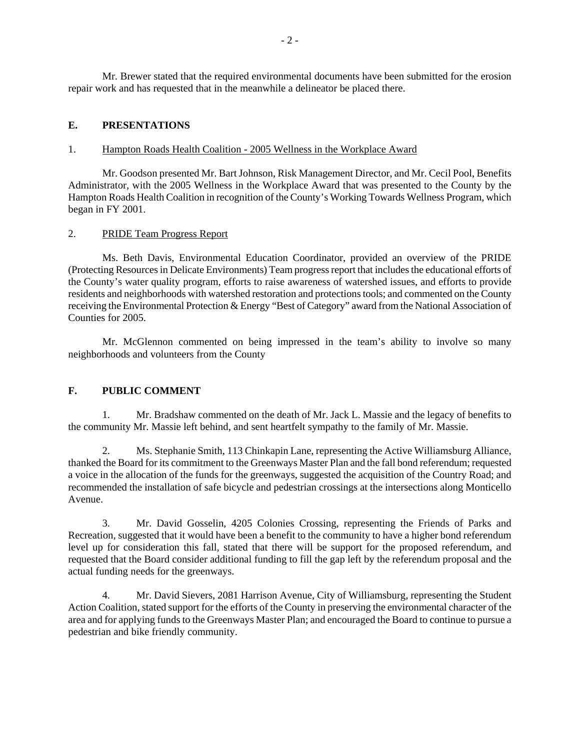Mr. Brewer stated that the required environmental documents have been submitted for the erosion repair work and has requested that in the meanwhile a delineator be placed there.

## E. PRESENTATIONS

1. Hampton Roads Health Coalition - 2005 Wellness in the Workplace Award

Mr. Goodson presented Mr. Bart Johnson, Risk Management Director, and Mr. Cecil Pool, Benefits Administrator, with the 2005 Wellness in the Workplace Award that was presented to the County by the Hampton Roads Health Coalition in recognition of the County's Working Towards Wellness Program, which began in FY 2001.

2. PRIDE Team Progress Report

Ms. Beth Davis, Environmental Education Coordinator, provided an overview of the PRIDE (Protecting Resources in Delicate Environments) Team progress report that includes the educational efforts of the County's water quality program, efforts to raise awareness of watershed issues, and efforts to provide residents and neighborhoods with watershed restoration and protections tools; and commented on the County receiving the Environmental Protection & Energy "Best of Category" award from the National Association of Counties for 2005.

Mr. McGlennon commented on being impressed in the team's ability to involve so many neighborhoods and volunteers from the County

## F. PUBLIC COMMENT

1. Mr. Bradshaw commented on the death of Mr. Jack L. Massie and the legacy of benefits to the community Mr. Massie left behind, and sent heartfelt sympathy to the family of Mr. Massie.

2. Ms. Stephanie Smith, 113 Chinkapin Lane, representing the Active Williamsburg Alliance, thanked the Board for its commitment to the Greenways Master Plan and the fall bond referendum; requested a voice in the allocation of the funds for the greenways, suggested the acquisition of the Country Road; and recommended the installation of safe bicycle and pedestrian crossings at the intersections along Monticello Avenue.

3. Mr. David Gosselin, 4205 Colonies Crossing, representing the Friends of Parks and Recreation, suggested that it would have been a benefit to the community to have a higher bond referendum level up for consideration this fall, stated that there will be support for the proposed referendum, and requested that the Board consider additional funding to fill the gap left by the referendum proposal and the actual funding needs for the greenways.

4. Mr. David Sievers, 2081 Harrison Avenue, City of Williamsburg, representing the Student Action Coalition, stated support for the efforts of the County in preserving the environmental character of the area and for applying funds to the Greenways Master Plan; and encouraged the Board to continue to pursue a pedestrian and bike friendly community.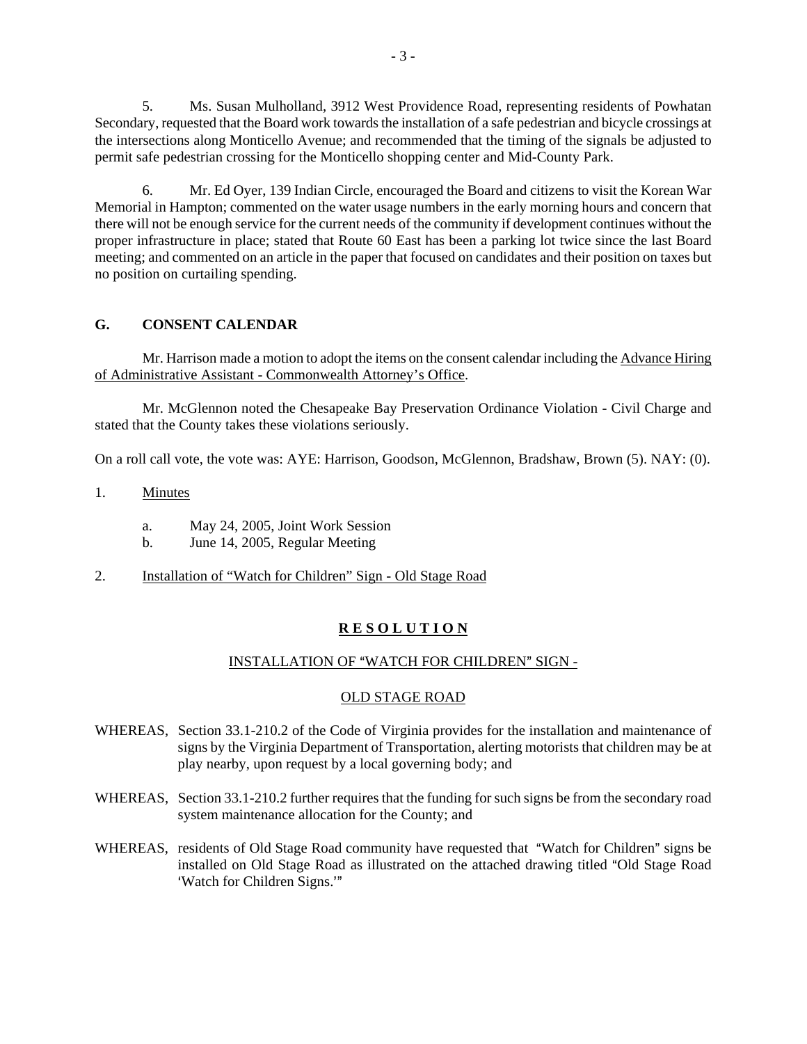5. Ms. Susan Mulholland, 3912 West Providence Road, representing residents of Powhatan Secondary, requested that the Board work towards the installation of a safe pedestrian and bicycle crossings at the intersections along Monticello Avenue; and recommended that the timing of the signals be adjusted to permit safe pedestrian crossing for the Monticello shopping center and Mid-County Park.

6. Mr. Ed Oyer, 139 Indian Circle, encouraged the Board and citizens to visit the Korean War Memorial in Hampton; commented on the water usage numbers in the early morning hours and concern that there will not be enough service for the current needs of the community if development continues without the proper infrastructure in place; stated that Route 60 East has been a parking lot twice since the last Board meeting; and commented on an article in the paper that focused on candidates and their position on taxes but no position on curtailing spending.

## G. CONSENT CALENDAR

Mr. Harrison made a motion to adopt the items on the consent calendar including the Advance Hiring of Administrative Assistant - Commonwealth Attorney's Office.

Mr. McGlennon noted the Chesapeake Bay Preservation Ordinance Violation - Civil Charge and stated that the County takes these violations seriously.

On a roll call vote, the vote was: AYE: Harrison, Goodson, McGlennon, Bradshaw, Brown (5). NAY: (0).

1. Minutes

   a. May 24, 2005, Joint Work Session
   b. June 14, 2005, Regular Meeting

2. Installation of "Watch for Children" Sign - Old Stage Road

**R E S O L U T I O N**

INSTALLATION OF "WATCH FOR CHILDREN" SIGN -

OLD STAGE ROAD

WHEREAS, Section 33.1-210.2 of the Code of Virginia provides for the installation and maintenance of signs by the Virginia Department of Transportation, alerting motorists that children may be at play nearby, upon request by a local governing body; and

WHEREAS, Section 33.1-210.2 further requires that the funding for such signs be from the secondary road system maintenance allocation for the County; and

WHEREAS, residents of Old Stage Road community have requested that "Watch for Children" signs be installed on Old Stage Road as illustrated on the attached drawing titled "Old Stage Road 'Watch for Children Signs.'"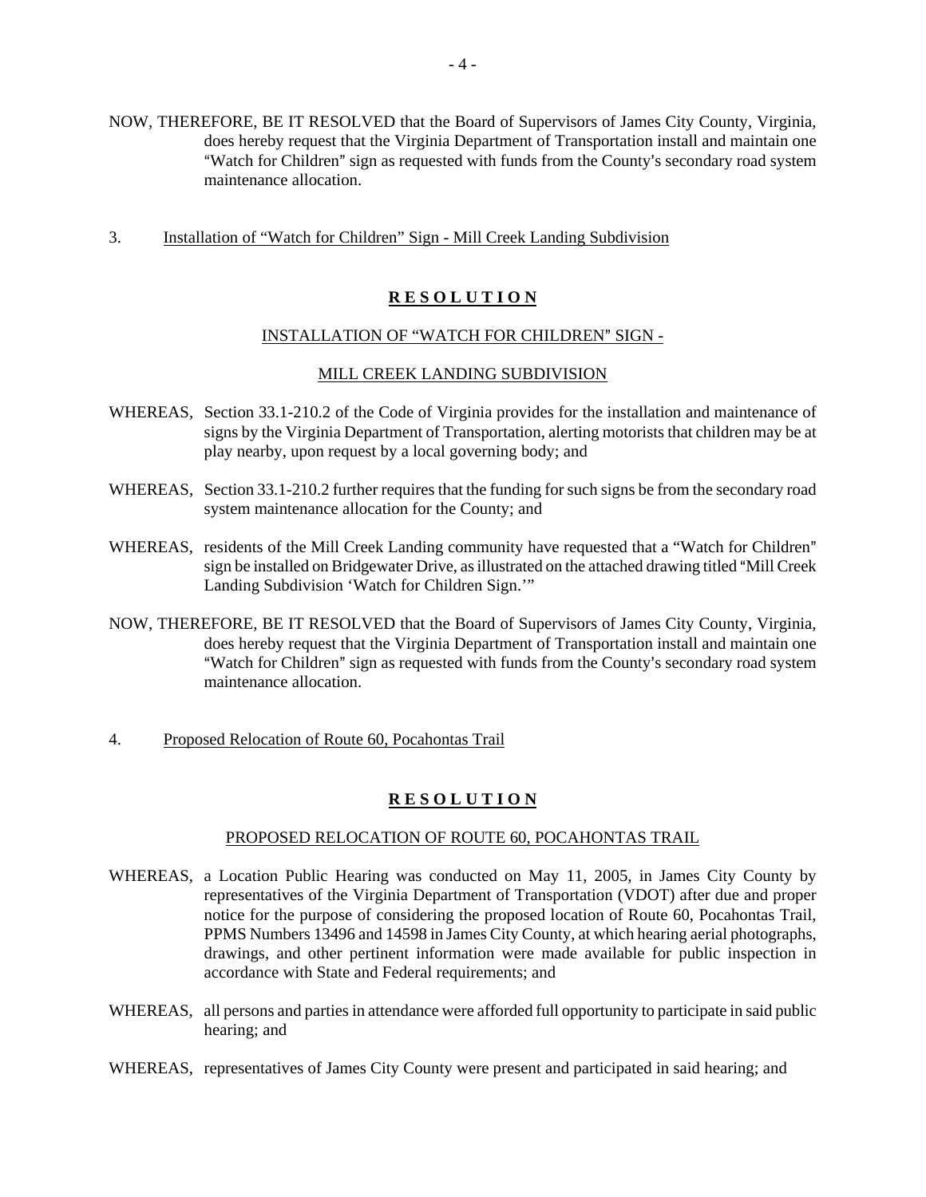NOW, THEREFORE, BE IT RESOLVED that the Board of Supervisors of James City County, Virginia, does hereby request that the Virginia Department of Transportation install and maintain one "Watch for Children" sign as requested with funds from the County's secondary road system maintenance allocation.

3. Installation of "Watch for Children" Sign - Mill Creek Landing Subdivision

**R E S O L U T I O N**

INSTALLATION OF "WATCH FOR CHILDREN" SIGN -

MILL CREEK LANDING SUBDIVISION

WHEREAS, Section 33.1-210.2 of the Code of Virginia provides for the installation and maintenance of signs by the Virginia Department of Transportation, alerting motorists that children may be at play nearby, upon request by a local governing body; and

WHEREAS, Section 33.1-210.2 further requires that the funding for such signs be from the secondary road system maintenance allocation for the County; and

WHEREAS, residents of the Mill Creek Landing community have requested that a "Watch for Children" sign be installed on Bridgewater Drive, as illustrated on the attached drawing titled "Mill Creek Landing Subdivision 'Watch for Children Sign.'"

NOW, THEREFORE, BE IT RESOLVED that the Board of Supervisors of James City County, Virginia, does hereby request that the Virginia Department of Transportation install and maintain one "Watch for Children" sign as requested with funds from the County's secondary road system maintenance allocation.

4. Proposed Relocation of Route 60, Pocahontas Trail

**R E S O L U T I O N**

PROPOSED RELOCATION OF ROUTE 60, POCAHONTAS TRAIL

WHEREAS, a Location Public Hearing was conducted on May 11, 2005, in James City County by representatives of the Virginia Department of Transportation (VDOT) after due and proper notice for the purpose of considering the proposed location of Route 60, Pocahontas Trail, PPMS Numbers 13496 and 14598 in James City County, at which hearing aerial photographs, drawings, and other pertinent information were made available for public inspection in accordance with State and Federal requirements; and

WHEREAS, all persons and parties in attendance were afforded full opportunity to participate in said public hearing; and

WHEREAS, representatives of James City County were present and participated in said hearing; and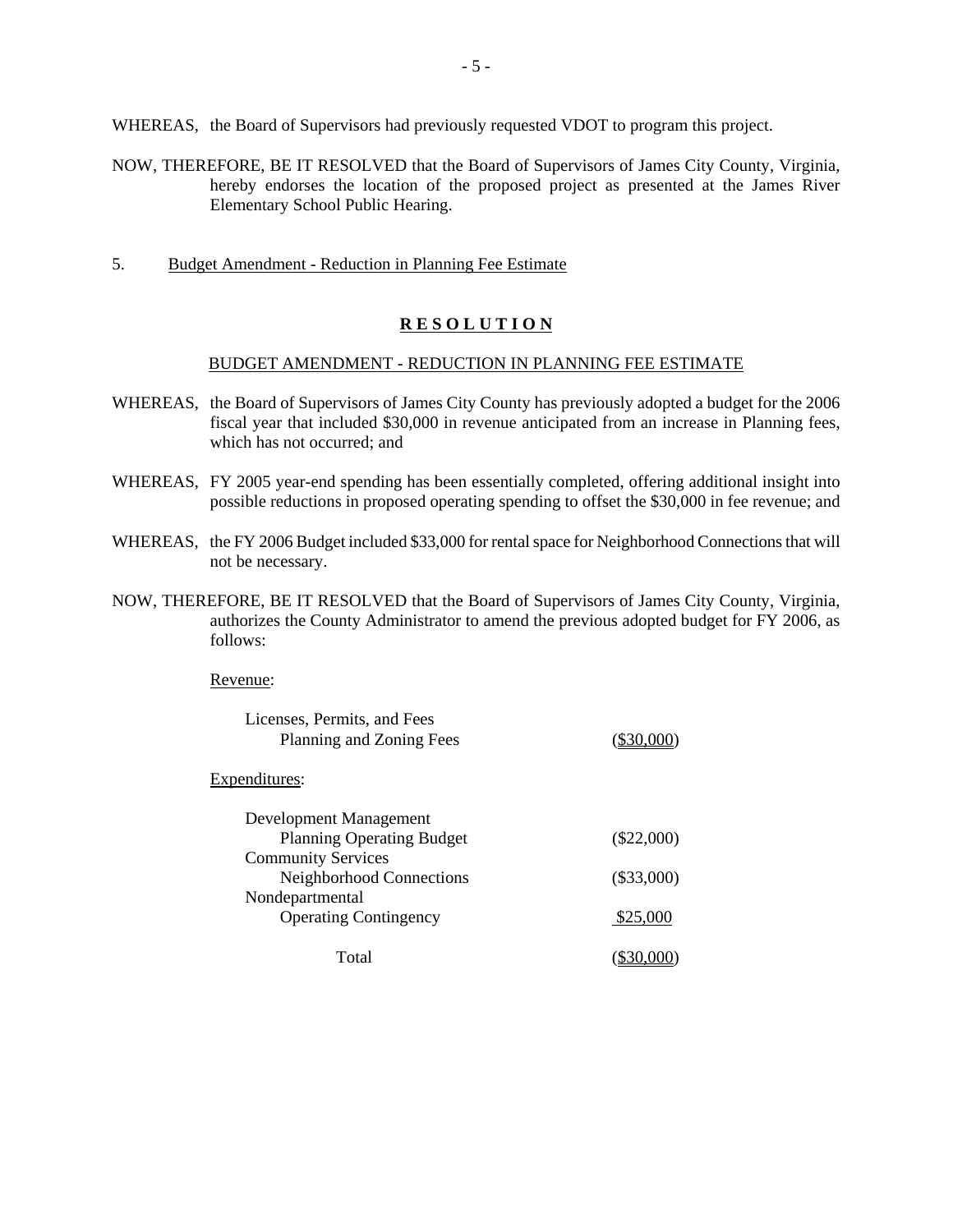WHEREAS, the Board of Supervisors had previously requested VDOT to program this project.

NOW, THEREFORE, BE IT RESOLVED that the Board of Supervisors of James City County, Virginia, hereby endorses the location of the proposed project as presented at the James River Elementary School Public Hearing.

5. Budget Amendment - Reduction in Planning Fee Estimate

## **R E S O L U T I O N**

BUDGET AMENDMENT - REDUCTION IN PLANNING FEE ESTIMATE

WHEREAS, the Board of Supervisors of James City County has previously adopted a budget for the 2006 fiscal year that included $30,000 in revenue anticipated from an increase in Planning fees, which has not occurred; and

WHEREAS, FY 2005 year-end spending has been essentially completed, offering additional insight into possible reductions in proposed operating spending to offset the $30,000 in fee revenue; and

WHEREAS, the FY 2006 Budget included $33,000 for rental space for Neighborhood Connections that will not be necessary.

NOW, THEREFORE, BE IT RESOLVED that the Board of Supervisors of James City County, Virginia, authorizes the County Administrator to amend the previous adopted budget for FY 2006, as follows:

Revenue:

| | |
|---|---|
| Licenses, Permits, and Fees | |
| Planning and Zoning Fees | ($30,000) |

Expenditures:

| | |
|---|---|
| Development Management | |
| Planning Operating Budget | ($22,000) |
| Community Services | |
| Neighborhood Connections | ($33,000) |
| Nondepartmental | |
| Operating Contingency | $25,000 |
| Total | ($30,000) |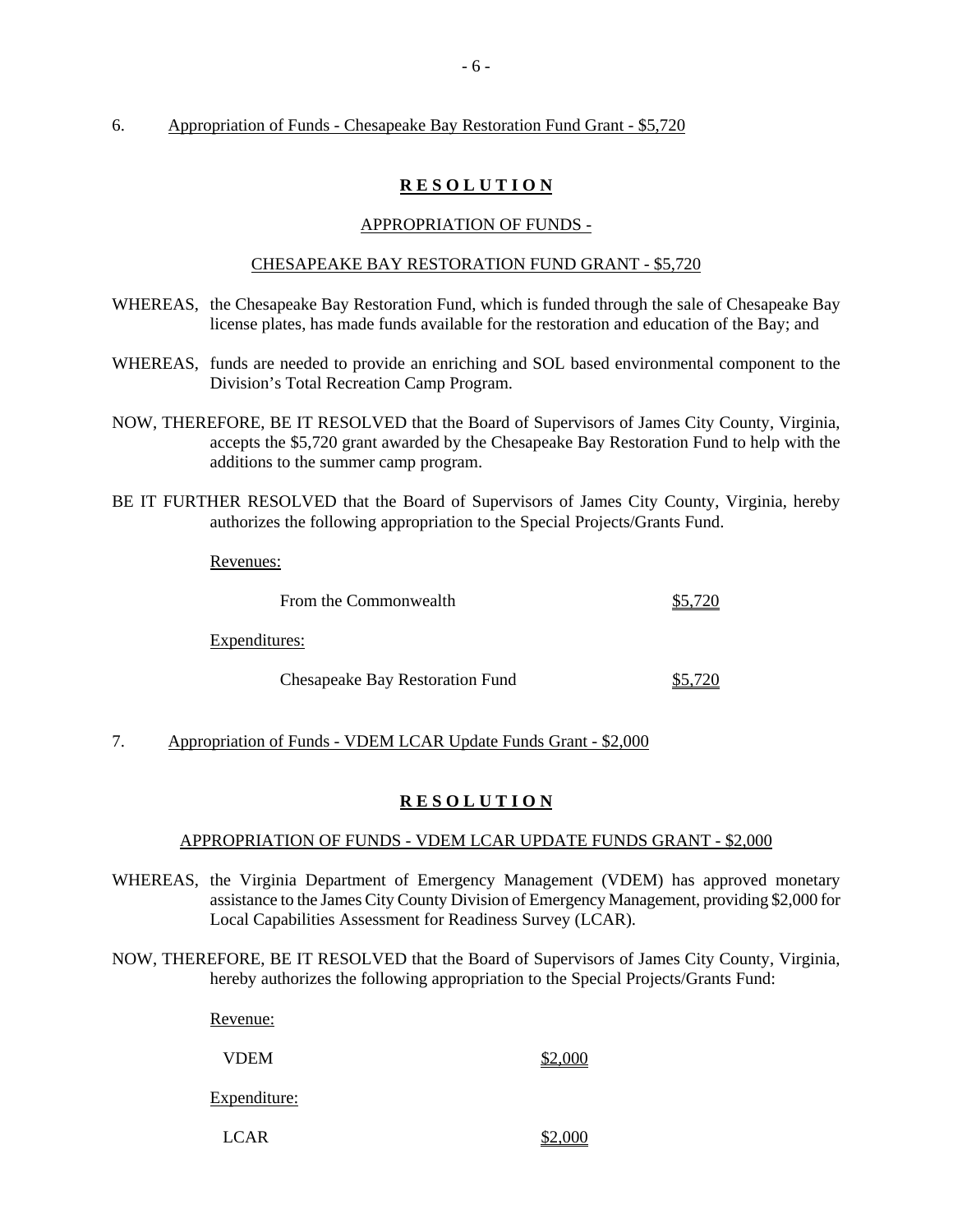6. Appropriation of Funds - Chesapeake Bay Restoration Fund Grant - $5,720

**R E S O L U T I O N**

APPROPRIATION OF FUNDS -

CHESAPEAKE BAY RESTORATION FUND GRANT - $5,720

WHEREAS, the Chesapeake Bay Restoration Fund, which is funded through the sale of Chesapeake Bay license plates, has made funds available for the restoration and education of the Bay; and

WHEREAS, funds are needed to provide an enriching and SOL based environmental component to the Division's Total Recreation Camp Program.

NOW, THEREFORE, BE IT RESOLVED that the Board of Supervisors of James City County, Virginia, accepts the $5,720 grant awarded by the Chesapeake Bay Restoration Fund to help with the additions to the summer camp program.

BE IT FURTHER RESOLVED that the Board of Supervisors of James City County, Virginia, hereby authorizes the following appropriation to the Special Projects/Grants Fund.

Revenues:

| | |
|---|---|
| From the Commonwealth | $5,720 |

Expenditures:

| | |
|---|---|
| Chesapeake Bay Restoration Fund | $5,720 |

7. Appropriation of Funds - VDEM LCAR Update Funds Grant - $2,000

**R E S O L U T I O N**

APPROPRIATION OF FUNDS - VDEM LCAR UPDATE FUNDS GRANT - $2,000

WHEREAS, the Virginia Department of Emergency Management (VDEM) has approved monetary assistance to the James City County Division of Emergency Management, providing $2,000 for Local Capabilities Assessment for Readiness Survey (LCAR).

NOW, THEREFORE, BE IT RESOLVED that the Board of Supervisors of James City County, Virginia, hereby authorizes the following appropriation to the Special Projects/Grants Fund:

Revenue:

| | |
|---|---|
| VDEM | $2,000 |

Expenditure:

| | |
|---|---|
| LCAR | $2,000 |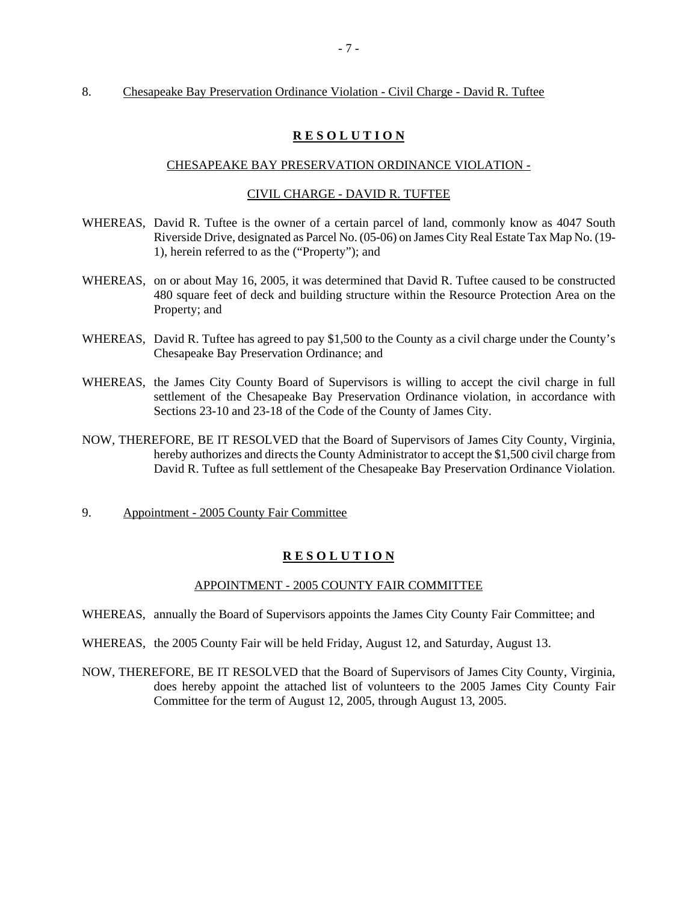8. Chesapeake Bay Preservation Ordinance Violation - Civil Charge - David R. Tuftee

**R E S O L U T I O N**

CHESAPEAKE BAY PRESERVATION ORDINANCE VIOLATION -

CIVIL CHARGE - DAVID R. TUFTEE

WHEREAS, David R. Tuftee is the owner of a certain parcel of land, commonly know as 4047 South Riverside Drive, designated as Parcel No. (05-06) on James City Real Estate Tax Map No. (19-1), herein referred to as the ("Property"); and

WHEREAS, on or about May 16, 2005, it was determined that David R. Tuftee caused to be constructed 480 square feet of deck and building structure within the Resource Protection Area on the Property; and

WHEREAS, David R. Tuftee has agreed to pay $1,500 to the County as a civil charge under the County's Chesapeake Bay Preservation Ordinance; and

WHEREAS, the James City County Board of Supervisors is willing to accept the civil charge in full settlement of the Chesapeake Bay Preservation Ordinance violation, in accordance with Sections 23-10 and 23-18 of the Code of the County of James City.

NOW, THEREFORE, BE IT RESOLVED that the Board of Supervisors of James City County, Virginia, hereby authorizes and directs the County Administrator to accept the $1,500 civil charge from David R. Tuftee as full settlement of the Chesapeake Bay Preservation Ordinance Violation.

9. Appointment - 2005 County Fair Committee

**R E S O L U T I O N**

APPOINTMENT - 2005 COUNTY FAIR COMMITTEE

WHEREAS, annually the Board of Supervisors appoints the James City County Fair Committee; and

WHEREAS, the 2005 County Fair will be held Friday, August 12, and Saturday, August 13.

NOW, THEREFORE, BE IT RESOLVED that the Board of Supervisors of James City County, Virginia, does hereby appoint the attached list of volunteers to the 2005 James City County Fair Committee for the term of August 12, 2005, through August 13, 2005.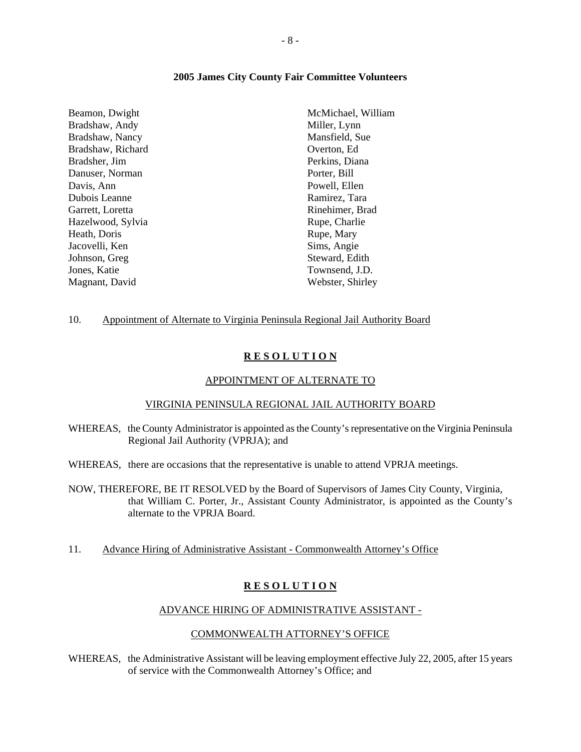**2005 James City County Fair Committee Volunteers**

Beamon, Dwight
Bradshaw, Andy
Bradshaw, Nancy
Bradshaw, Richard
Bradsher, Jim
Danuser, Norman
Davis, Ann
Dubois Leanne
Garrett, Loretta
Hazelwood, Sylvia
Heath, Doris
Jacovelli, Ken
Johnson, Greg
Jones, Katie
Magnant, David
McMichael, William
Miller, Lynn
Mansfield, Sue
Overton, Ed
Perkins, Diana
Porter, Bill
Powell, Ellen
Ramirez, Tara
Rinehimer, Brad
Rupe, Charlie
Rupe, Mary
Sims, Angie
Steward, Edith
Townsend, J.D.
Webster, Shirley

10. Appointment of Alternate to Virginia Peninsula Regional Jail Authority Board

**R E S O L U T I O N**

APPOINTMENT OF ALTERNATE TO

VIRGINIA PENINSULA REGIONAL JAIL AUTHORITY BOARD

WHEREAS, the County Administrator is appointed as the County's representative on the Virginia Peninsula Regional Jail Authority (VPRJA); and

WHEREAS, there are occasions that the representative is unable to attend VPRJA meetings.

NOW, THEREFORE, BE IT RESOLVED by the Board of Supervisors of James City County, Virginia, that William C. Porter, Jr., Assistant County Administrator, is appointed as the County's alternate to the VPRJA Board.

11. Advance Hiring of Administrative Assistant - Commonwealth Attorney's Office

**R E S O L U T I O N**

ADVANCE HIRING OF ADMINISTRATIVE ASSISTANT -

COMMONWEALTH ATTORNEY'S OFFICE

WHEREAS, the Administrative Assistant will be leaving employment effective July 22, 2005, after 15 years of service with the Commonwealth Attorney's Office; and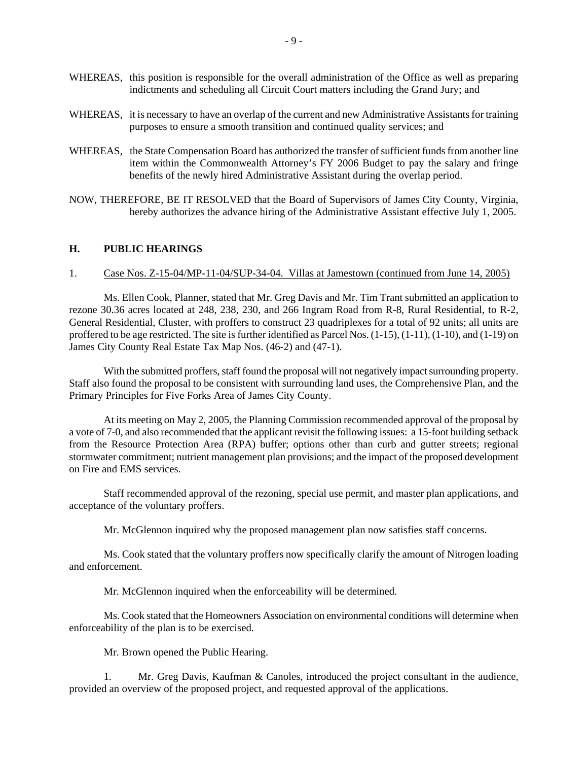WHEREAS, this position is responsible for the overall administration of the Office as well as preparing indictments and scheduling all Circuit Court matters including the Grand Jury; and

WHEREAS, it is necessary to have an overlap of the current and new Administrative Assistants for training purposes to ensure a smooth transition and continued quality services; and

WHEREAS, the State Compensation Board has authorized the transfer of sufficient funds from another line item within the Commonwealth Attorney's FY 2006 Budget to pay the salary and fringe benefits of the newly hired Administrative Assistant during the overlap period.

NOW, THEREFORE, BE IT RESOLVED that the Board of Supervisors of James City County, Virginia, hereby authorizes the advance hiring of the Administrative Assistant effective July 1, 2005.

## H. PUBLIC HEARINGS

1. Case Nos. Z-15-04/MP-11-04/SUP-34-04. Villas at Jamestown (continued from June 14, 2005)

Ms. Ellen Cook, Planner, stated that Mr. Greg Davis and Mr. Tim Trant submitted an application to rezone 30.36 acres located at 248, 238, 230, and 266 Ingram Road from R-8, Rural Residential, to R-2, General Residential, Cluster, with proffers to construct 23 quadriplexes for a total of 92 units; all units are proffered to be age restricted. The site is further identified as Parcel Nos. (1-15), (1-11), (1-10), and (1-19) on James City County Real Estate Tax Map Nos. (46-2) and (47-1).

With the submitted proffers, staff found the proposal will not negatively impact surrounding property. Staff also found the proposal to be consistent with surrounding land uses, the Comprehensive Plan, and the Primary Principles for Five Forks Area of James City County.

At its meeting on May 2, 2005, the Planning Commission recommended approval of the proposal by a vote of 7-0, and also recommended that the applicant revisit the following issues: a 15-foot building setback from the Resource Protection Area (RPA) buffer; options other than curb and gutter streets; regional stormwater commitment; nutrient management plan provisions; and the impact of the proposed development on Fire and EMS services.

Staff recommended approval of the rezoning, special use permit, and master plan applications, and acceptance of the voluntary proffers.

Mr. McGlennon inquired why the proposed management plan now satisfies staff concerns.

Ms. Cook stated that the voluntary proffers now specifically clarify the amount of Nitrogen loading and enforcement.

Mr. McGlennon inquired when the enforceability will be determined.

Ms. Cook stated that the Homeowners Association on environmental conditions will determine when enforceability of the plan is to be exercised.

Mr. Brown opened the Public Hearing.

1. Mr. Greg Davis, Kaufman & Canoles, introduced the project consultant in the audience, provided an overview of the proposed project, and requested approval of the applications.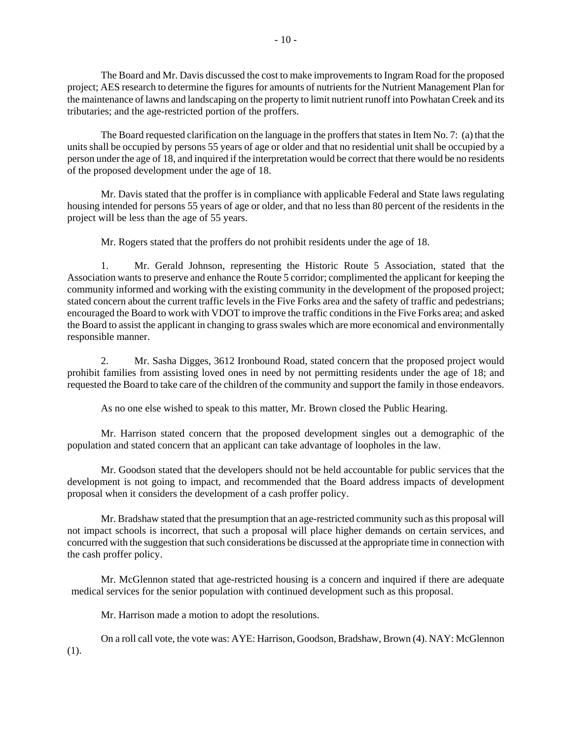The Board and Mr. Davis discussed the cost to make improvements to Ingram Road for the proposed project; AES research to determine the figures for amounts of nutrients for the Nutrient Management Plan for the maintenance of lawns and landscaping on the property to limit nutrient runoff into Powhatan Creek and its tributaries; and the age-restricted portion of the proffers.

The Board requested clarification on the language in the proffers that states in Item No. 7: (a) that the units shall be occupied by persons 55 years of age or older and that no residential unit shall be occupied by a person under the age of 18, and inquired if the interpretation would be correct that there would be no residents of the proposed development under the age of 18.

Mr. Davis stated that the proffer is in compliance with applicable Federal and State laws regulating housing intended for persons 55 years of age or older, and that no less than 80 percent of the residents in the project will be less than the age of 55 years.

Mr. Rogers stated that the proffers do not prohibit residents under the age of 18.

1. Mr. Gerald Johnson, representing the Historic Route 5 Association, stated that the Association wants to preserve and enhance the Route 5 corridor; complimented the applicant for keeping the community informed and working with the existing community in the development of the proposed project; stated concern about the current traffic levels in the Five Forks area and the safety of traffic and pedestrians; encouraged the Board to work with VDOT to improve the traffic conditions in the Five Forks area; and asked the Board to assist the applicant in changing to grass swales which are more economical and environmentally responsible manner.

2. Mr. Sasha Digges, 3612 Ironbound Road, stated concern that the proposed project would prohibit families from assisting loved ones in need by not permitting residents under the age of 18; and requested the Board to take care of the children of the community and support the family in those endeavors.

As no one else wished to speak to this matter, Mr. Brown closed the Public Hearing.

Mr. Harrison stated concern that the proposed development singles out a demographic of the population and stated concern that an applicant can take advantage of loopholes in the law.

Mr. Goodson stated that the developers should not be held accountable for public services that the development is not going to impact, and recommended that the Board address impacts of development proposal when it considers the development of a cash proffer policy.

Mr. Bradshaw stated that the presumption that an age-restricted community such as this proposal will not impact schools is incorrect, that such a proposal will place higher demands on certain services, and concurred with the suggestion that such considerations be discussed at the appropriate time in connection with the cash proffer policy.

Mr. McGlennon stated that age-restricted housing is a concern and inquired if there are adequate medical services for the senior population with continued development such as this proposal.

Mr. Harrison made a motion to adopt the resolutions.

On a roll call vote, the vote was: AYE: Harrison, Goodson, Bradshaw, Brown (4). NAY: McGlennon (1).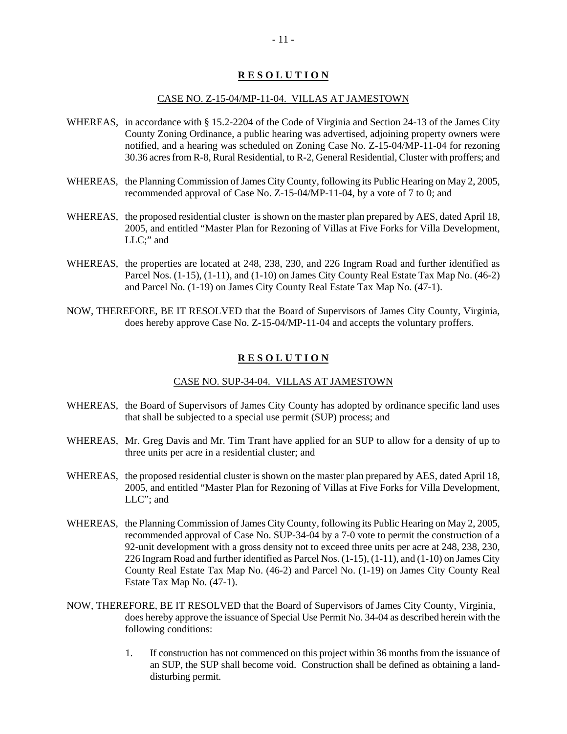## **R E S O L U T I O N**

CASE NO. Z-15-04/MP-11-04. VILLAS AT JAMESTOWN

WHEREAS, in accordance with § 15.2-2204 of the Code of Virginia and Section 24-13 of the James City County Zoning Ordinance, a public hearing was advertised, adjoining property owners were notified, and a hearing was scheduled on Zoning Case No. Z-15-04/MP-11-04 for rezoning 30.36 acres from R-8, Rural Residential, to R-2, General Residential, Cluster with proffers; and

WHEREAS, the Planning Commission of James City County, following its Public Hearing on May 2, 2005, recommended approval of Case No. Z-15-04/MP-11-04, by a vote of 7 to 0; and

WHEREAS, the proposed residential cluster is shown on the master plan prepared by AES, dated April 18, 2005, and entitled "Master Plan for Rezoning of Villas at Five Forks for Villa Development, LLC;" and

WHEREAS, the properties are located at 248, 238, 230, and 226 Ingram Road and further identified as Parcel Nos. (1-15), (1-11), and (1-10) on James City County Real Estate Tax Map No. (46-2) and Parcel No. (1-19) on James City County Real Estate Tax Map No. (47-1).

NOW, THEREFORE, BE IT RESOLVED that the Board of Supervisors of James City County, Virginia, does hereby approve Case No. Z-15-04/MP-11-04 and accepts the voluntary proffers.

## **R E S O L U T I O N**

CASE NO. SUP-34-04. VILLAS AT JAMESTOWN

WHEREAS, the Board of Supervisors of James City County has adopted by ordinance specific land uses that shall be subjected to a special use permit (SUP) process; and

WHEREAS, Mr. Greg Davis and Mr. Tim Trant have applied for an SUP to allow for a density of up to three units per acre in a residential cluster; and

WHEREAS, the proposed residential cluster is shown on the master plan prepared by AES, dated April 18, 2005, and entitled "Master Plan for Rezoning of Villas at Five Forks for Villa Development, LLC"; and

WHEREAS, the Planning Commission of James City County, following its Public Hearing on May 2, 2005, recommended approval of Case No. SUP-34-04 by a 7-0 vote to permit the construction of a 92-unit development with a gross density not to exceed three units per acre at 248, 238, 230, 226 Ingram Road and further identified as Parcel Nos. (1-15), (1-11), and (1-10) on James City County Real Estate Tax Map No. (46-2) and Parcel No. (1-19) on James City County Real Estate Tax Map No. (47-1).

NOW, THEREFORE, BE IT RESOLVED that the Board of Supervisors of James City County, Virginia, does hereby approve the issuance of Special Use Permit No. 34-04 as described herein with the following conditions:

1. If construction has not commenced on this project within 36 months from the issuance of an SUP, the SUP shall become void. Construction shall be defined as obtaining a land-disturbing permit.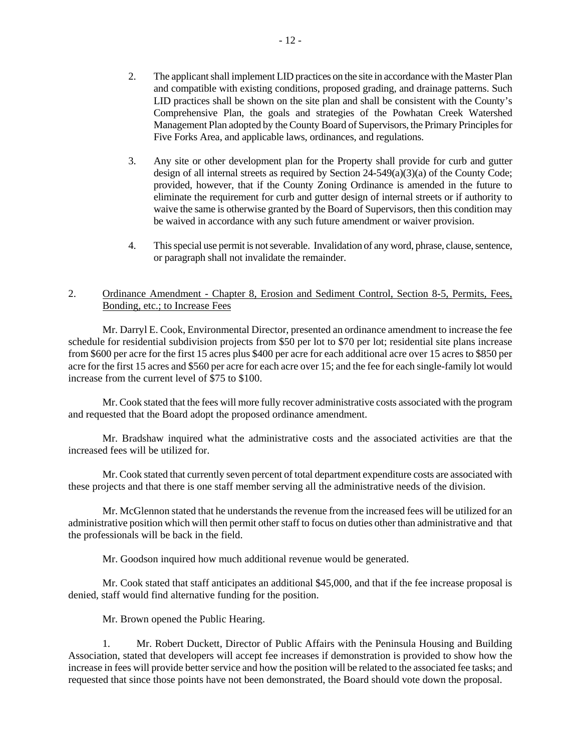2. The applicant shall implement LID practices on the site in accordance with the Master Plan and compatible with existing conditions, proposed grading, and drainage patterns. Such LID practices shall be shown on the site plan and shall be consistent with the County's Comprehensive Plan, the goals and strategies of the Powhatan Creek Watershed Management Plan adopted by the County Board of Supervisors, the Primary Principles for Five Forks Area, and applicable laws, ordinances, and regulations.

3. Any site or other development plan for the Property shall provide for curb and gutter design of all internal streets as required by Section 24-549(a)(3)(a) of the County Code; provided, however, that if the County Zoning Ordinance is amended in the future to eliminate the requirement for curb and gutter design of internal streets or if authority to waive the same is otherwise granted by the Board of Supervisors, then this condition may be waived in accordance with any such future amendment or waiver provision.

4. This special use permit is not severable. Invalidation of any word, phrase, clause, sentence, or paragraph shall not invalidate the remainder.

2. Ordinance Amendment - Chapter 8, Erosion and Sediment Control, Section 8-5, Permits, Fees, Bonding, etc.; to Increase Fees

Mr. Darryl E. Cook, Environmental Director, presented an ordinance amendment to increase the fee schedule for residential subdivision projects from $50 per lot to $70 per lot; residential site plans increase from $600 per acre for the first 15 acres plus $400 per acre for each additional acre over 15 acres to $850 per acre for the first 15 acres and $560 per acre for each acre over 15; and the fee for each single-family lot would increase from the current level of $75 to $100.

Mr. Cook stated that the fees will more fully recover administrative costs associated with the program and requested that the Board adopt the proposed ordinance amendment.

Mr. Bradshaw inquired what the administrative costs and the associated activities are that the increased fees will be utilized for.

Mr. Cook stated that currently seven percent of total department expenditure costs are associated with these projects and that there is one staff member serving all the administrative needs of the division.

Mr. McGlennon stated that he understands the revenue from the increased fees will be utilized for an administrative position which will then permit other staff to focus on duties other than administrative and that the professionals will be back in the field.

Mr. Goodson inquired how much additional revenue would be generated.

Mr. Cook stated that staff anticipates an additional $45,000, and that if the fee increase proposal is denied, staff would find alternative funding for the position.

Mr. Brown opened the Public Hearing.

1. Mr. Robert Duckett, Director of Public Affairs with the Peninsula Housing and Building Association, stated that developers will accept fee increases if demonstration is provided to show how the increase in fees will provide better service and how the position will be related to the associated fee tasks; and requested that since those points have not been demonstrated, the Board should vote down the proposal.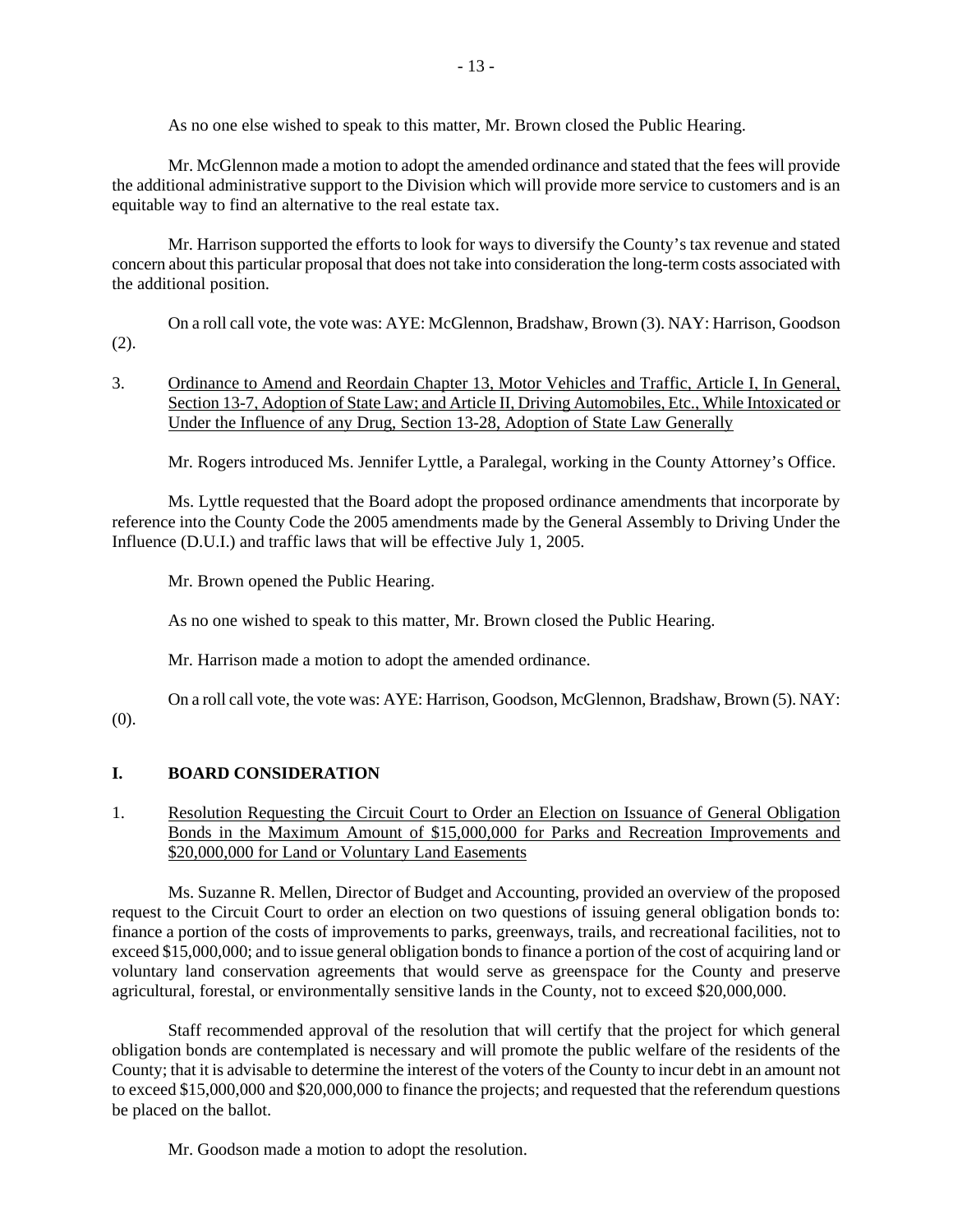As no one else wished to speak to this matter, Mr. Brown closed the Public Hearing.

Mr. McGlennon made a motion to adopt the amended ordinance and stated that the fees will provide the additional administrative support to the Division which will provide more service to customers and is an equitable way to find an alternative to the real estate tax.

Mr. Harrison supported the efforts to look for ways to diversify the County's tax revenue and stated concern about this particular proposal that does not take into consideration the long-term costs associated with the additional position.

On a roll call vote, the vote was: AYE: McGlennon, Bradshaw, Brown (3). NAY: Harrison, Goodson (2).

3. Ordinance to Amend and Reordain Chapter 13, Motor Vehicles and Traffic, Article I, In General, Section 13-7, Adoption of State Law; and Article II, Driving Automobiles, Etc., While Intoxicated or Under the Influence of any Drug, Section 13-28, Adoption of State Law Generally

Mr. Rogers introduced Ms. Jennifer Lyttle, a Paralegal, working in the County Attorney's Office.

Ms. Lyttle requested that the Board adopt the proposed ordinance amendments that incorporate by reference into the County Code the 2005 amendments made by the General Assembly to Driving Under the Influence (D.U.I.) and traffic laws that will be effective July 1, 2005.

Mr. Brown opened the Public Hearing.

As no one wished to speak to this matter, Mr. Brown closed the Public Hearing.

Mr. Harrison made a motion to adopt the amended ordinance.

On a roll call vote, the vote was: AYE: Harrison, Goodson, McGlennon, Bradshaw, Brown (5). NAY: (0).

## I. BOARD CONSIDERATION

1. Resolution Requesting the Circuit Court to Order an Election on Issuance of General Obligation Bonds in the Maximum Amount of $15,000,000 for Parks and Recreation Improvements and $20,000,000 for Land or Voluntary Land Easements

Ms. Suzanne R. Mellen, Director of Budget and Accounting, provided an overview of the proposed request to the Circuit Court to order an election on two questions of issuing general obligation bonds to: finance a portion of the costs of improvements to parks, greenways, trails, and recreational facilities, not to exceed $15,000,000; and to issue general obligation bonds to finance a portion of the cost of acquiring land or voluntary land conservation agreements that would serve as greenspace for the County and preserve agricultural, forestal, or environmentally sensitive lands in the County, not to exceed $20,000,000.

Staff recommended approval of the resolution that will certify that the project for which general obligation bonds are contemplated is necessary and will promote the public welfare of the residents of the County; that it is advisable to determine the interest of the voters of the County to incur debt in an amount not to exceed $15,000,000 and $20,000,000 to finance the projects; and requested that the referendum questions be placed on the ballot.

Mr. Goodson made a motion to adopt the resolution.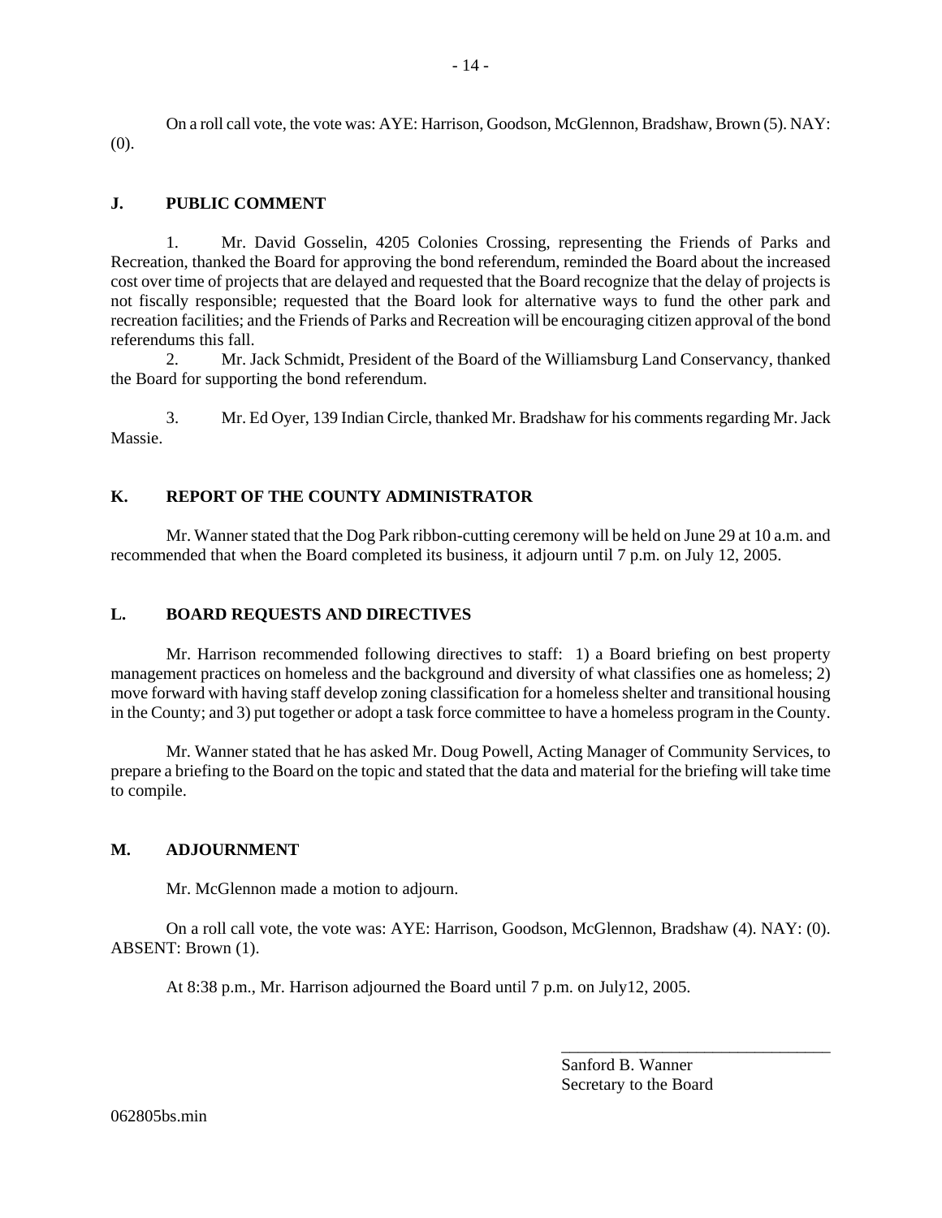On a roll call vote, the vote was: AYE: Harrison, Goodson, McGlennon, Bradshaw, Brown (5). NAY: (0).

## J. PUBLIC COMMENT

1. Mr. David Gosselin, 4205 Colonies Crossing, representing the Friends of Parks and Recreation, thanked the Board for approving the bond referendum, reminded the Board about the increased cost over time of projects that are delayed and requested that the Board recognize that the delay of projects is not fiscally responsible; requested that the Board look for alternative ways to fund the other park and recreation facilities; and the Friends of Parks and Recreation will be encouraging citizen approval of the bond referendums this fall.

2. Mr. Jack Schmidt, President of the Board of the Williamsburg Land Conservancy, thanked the Board for supporting the bond referendum.

3. Mr. Ed Oyer, 139 Indian Circle, thanked Mr. Bradshaw for his comments regarding Mr. Jack Massie.

## K. REPORT OF THE COUNTY ADMINISTRATOR

Mr. Wanner stated that the Dog Park ribbon-cutting ceremony will be held on June 29 at 10 a.m. and recommended that when the Board completed its business, it adjourn until 7 p.m. on July 12, 2005.

## L. BOARD REQUESTS AND DIRECTIVES

Mr. Harrison recommended following directives to staff: 1) a Board briefing on best property management practices on homeless and the background and diversity of what classifies one as homeless; 2) move forward with having staff develop zoning classification for a homeless shelter and transitional housing in the County; and 3) put together or adopt a task force committee to have a homeless program in the County.

Mr. Wanner stated that he has asked Mr. Doug Powell, Acting Manager of Community Services, to prepare a briefing to the Board on the topic and stated that the data and material for the briefing will take time to compile.

## M. ADJOURNMENT

Mr. McGlennon made a motion to adjourn.

On a roll call vote, the vote was: AYE: Harrison, Goodson, McGlennon, Bradshaw (4). NAY: (0). ABSENT: Brown (1).

At 8:38 p.m., Mr. Harrison adjourned the Board until 7 p.m. on July12, 2005.

\_\_\_\_\_\_\_\_\_\_\_\_\_\_\_\_\_\_\_\_\_\_\_\_\_\_\_\_\_\_\_\_\_\_

Sanford B. Wanner
Secretary to the Board

062805bs.min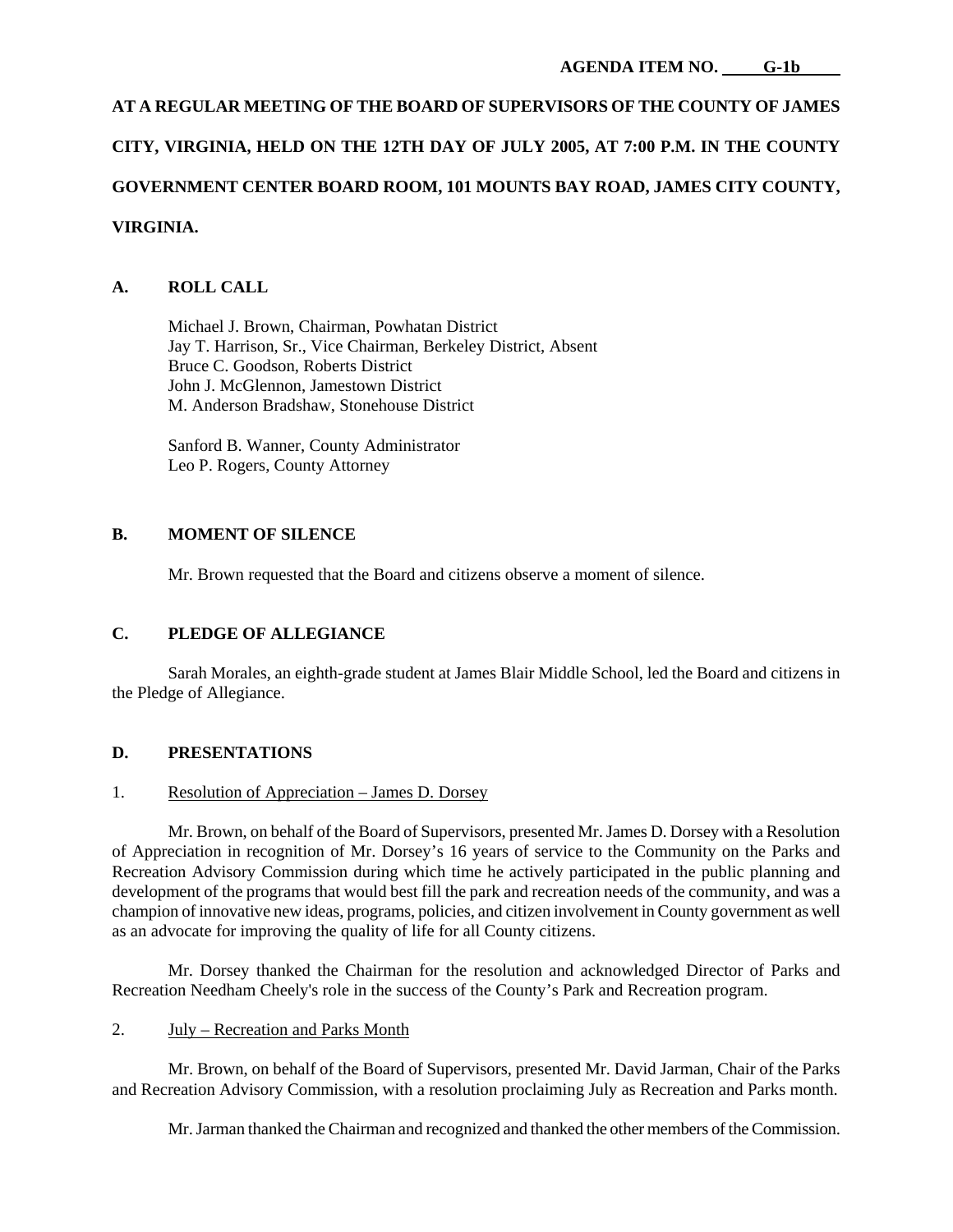**AGENDA ITEM NO. G-1b**

**AT A REGULAR MEETING OF THE BOARD OF SUPERVISORS OF THE COUNTY OF JAMES CITY, VIRGINIA, HELD ON THE 12TH DAY OF JULY 2005, AT 7:00 P.M. IN THE COUNTY GOVERNMENT CENTER BOARD ROOM, 101 MOUNTS BAY ROAD, JAMES CITY COUNTY, VIRGINIA.**

## A. ROLL CALL

Michael J. Brown, Chairman, Powhatan District
Jay T. Harrison, Sr., Vice Chairman, Berkeley District, Absent
Bruce C. Goodson, Roberts District
John J. McGlennon, Jamestown District
M. Anderson Bradshaw, Stonehouse District

Sanford B. Wanner, County Administrator
Leo P. Rogers, County Attorney

## B. MOMENT OF SILENCE

Mr. Brown requested that the Board and citizens observe a moment of silence.

## C. PLEDGE OF ALLEGIANCE

Sarah Morales, an eighth-grade student at James Blair Middle School, led the Board and citizens in the Pledge of Allegiance.

## D. PRESENTATIONS

1. Resolution of Appreciation – James D. Dorsey

Mr. Brown, on behalf of the Board of Supervisors, presented Mr. James D. Dorsey with a Resolution of Appreciation in recognition of Mr. Dorsey's 16 years of service to the Community on the Parks and Recreation Advisory Commission during which time he actively participated in the public planning and development of the programs that would best fill the park and recreation needs of the community, and was a champion of innovative new ideas, programs, policies, and citizen involvement in County government as well as an advocate for improving the quality of life for all County citizens.

Mr. Dorsey thanked the Chairman for the resolution and acknowledged Director of Parks and Recreation Needham Cheely's role in the success of the County's Park and Recreation program.

2. July – Recreation and Parks Month

Mr. Brown, on behalf of the Board of Supervisors, presented Mr. David Jarman, Chair of the Parks and Recreation Advisory Commission, with a resolution proclaiming July as Recreation and Parks month.

Mr. Jarman thanked the Chairman and recognized and thanked the other members of the Commission.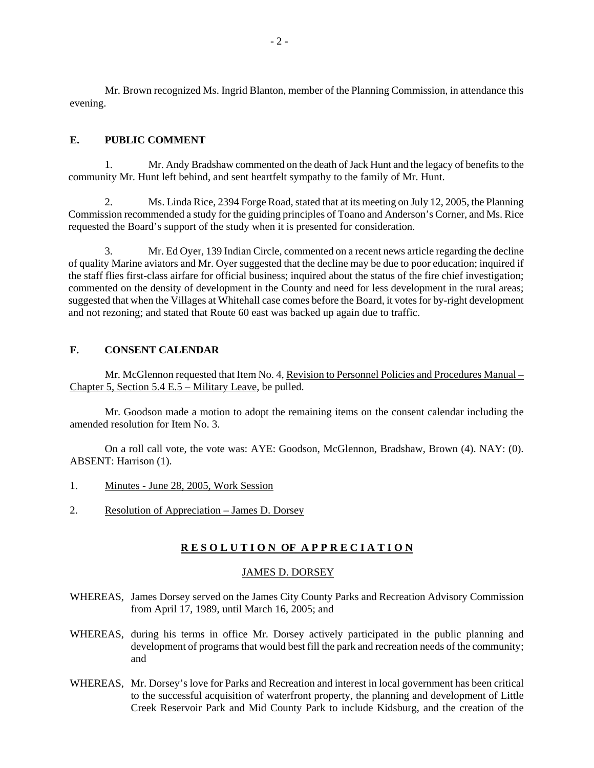Mr. Brown recognized Ms. Ingrid Blanton, member of the Planning Commission, in attendance this evening.

## E. PUBLIC COMMENT

1. Mr. Andy Bradshaw commented on the death of Jack Hunt and the legacy of benefits to the community Mr. Hunt left behind, and sent heartfelt sympathy to the family of Mr. Hunt.

2. Ms. Linda Rice, 2394 Forge Road, stated that at its meeting on July 12, 2005, the Planning Commission recommended a study for the guiding principles of Toano and Anderson's Corner, and Ms. Rice requested the Board's support of the study when it is presented for consideration.

3. Mr. Ed Oyer, 139 Indian Circle, commented on a recent news article regarding the decline of quality Marine aviators and Mr. Oyer suggested that the decline may be due to poor education; inquired if the staff flies first-class airfare for official business; inquired about the status of the fire chief investigation; commented on the density of development in the County and need for less development in the rural areas; suggested that when the Villages at Whitehall case comes before the Board, it votes for by-right development and not rezoning; and stated that Route 60 east was backed up again due to traffic.

## F. CONSENT CALENDAR

Mr. McGlennon requested that Item No. 4, Revision to Personnel Policies and Procedures Manual – Chapter 5, Section 5.4 E.5 – Military Leave, be pulled.

Mr. Goodson made a motion to adopt the remaining items on the consent calendar including the amended resolution for Item No. 3.

On a roll call vote, the vote was: AYE: Goodson, McGlennon, Bradshaw, Brown (4). NAY: (0). ABSENT: Harrison (1).

1. Minutes - June 28, 2005, Work Session

2. Resolution of Appreciation – James D. Dorsey

### RESOLUTION OF APPRECIATION

JAMES D. DORSEY

WHEREAS, James Dorsey served on the James City County Parks and Recreation Advisory Commission from April 17, 1989, until March 16, 2005; and

WHEREAS, during his terms in office Mr. Dorsey actively participated in the public planning and development of programs that would best fill the park and recreation needs of the community; and

WHEREAS, Mr. Dorsey's love for Parks and Recreation and interest in local government has been critical to the successful acquisition of waterfront property, the planning and development of Little Creek Reservoir Park and Mid County Park to include Kidsburg, and the creation of the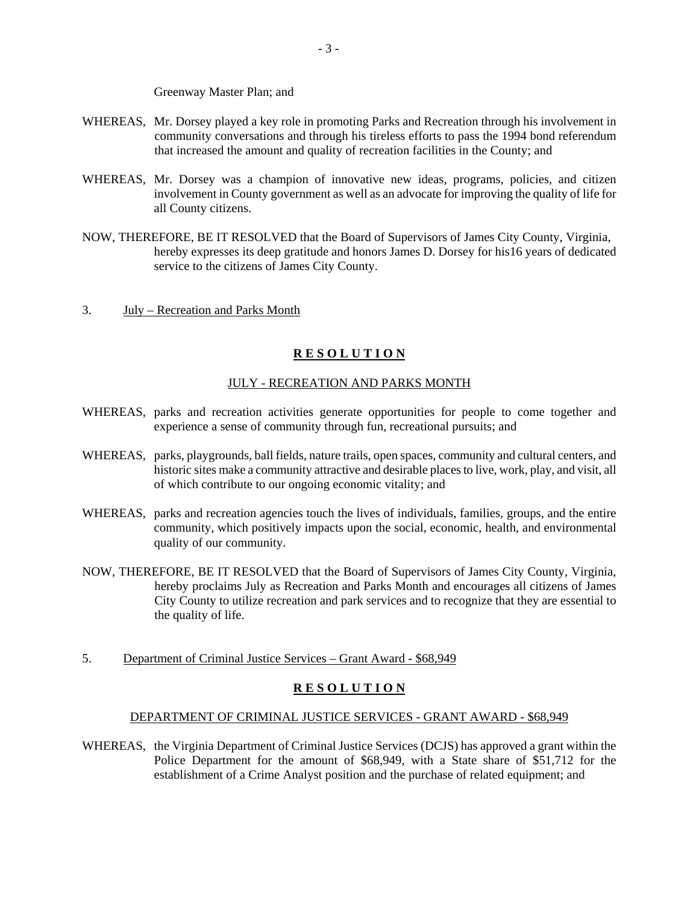Greenway Master Plan; and

WHEREAS, Mr. Dorsey played a key role in promoting Parks and Recreation through his involvement in community conversations and through his tireless efforts to pass the 1994 bond referendum that increased the amount and quality of recreation facilities in the County; and

WHEREAS, Mr. Dorsey was a champion of innovative new ideas, programs, policies, and citizen involvement in County government as well as an advocate for improving the quality of life for all County citizens.

NOW, THEREFORE, BE IT RESOLVED that the Board of Supervisors of James City County, Virginia, hereby expresses its deep gratitude and honors James D. Dorsey for his16 years of dedicated service to the citizens of James City County.

3. July – Recreation and Parks Month

## R E S O L U T I O N

JULY - RECREATION AND PARKS MONTH

WHEREAS, parks and recreation activities generate opportunities for people to come together and experience a sense of community through fun, recreational pursuits; and

WHEREAS, parks, playgrounds, ball fields, nature trails, open spaces, community and cultural centers, and historic sites make a community attractive and desirable places to live, work, play, and visit, all of which contribute to our ongoing economic vitality; and

WHEREAS, parks and recreation agencies touch the lives of individuals, families, groups, and the entire community, which positively impacts upon the social, economic, health, and environmental quality of our community.

NOW, THEREFORE, BE IT RESOLVED that the Board of Supervisors of James City County, Virginia, hereby proclaims July as Recreation and Parks Month and encourages all citizens of James City County to utilize recreation and park services and to recognize that they are essential to the quality of life.

5. Department of Criminal Justice Services – Grant Award - $68,949

## R E S O L U T I O N

DEPARTMENT OF CRIMINAL JUSTICE SERVICES - GRANT AWARD - $68,949

WHEREAS, the Virginia Department of Criminal Justice Services (DCJS) has approved a grant within the Police Department for the amount of $68,949, with a State share of $51,712 for the establishment of a Crime Analyst position and the purchase of related equipment; and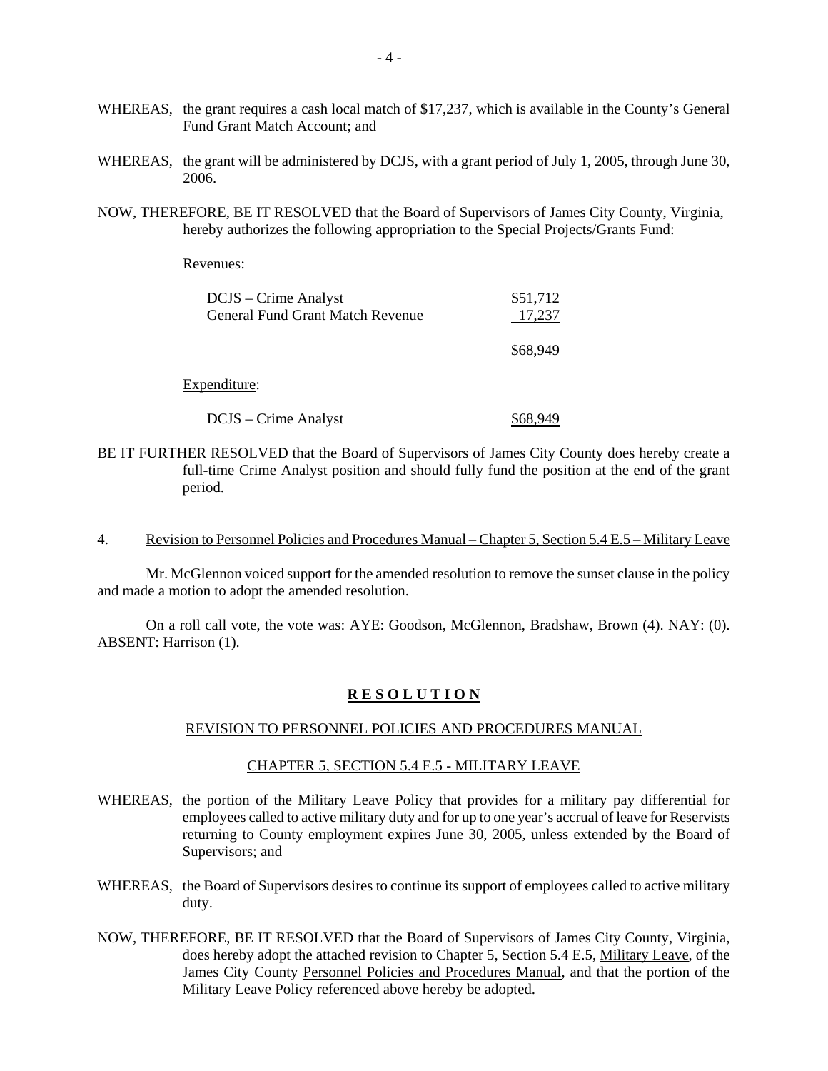WHEREAS, the grant requires a cash local match of $17,237, which is available in the County's General Fund Grant Match Account; and

WHEREAS, the grant will be administered by DCJS, with a grant period of July 1, 2005, through June 30, 2006.

NOW, THEREFORE, BE IT RESOLVED that the Board of Supervisors of James City County, Virginia, hereby authorizes the following appropriation to the Special Projects/Grants Fund:

Revenues:

| | |
|---|---|
| DCJS – Crime Analyst | $51,712 |
| General Fund Grant Match Revenue | 17,237 |
| | $68,949 |

Expenditure:

| | |
|---|---|
| DCJS – Crime Analyst | $68,949 |

BE IT FURTHER RESOLVED that the Board of Supervisors of James City County does hereby create a full-time Crime Analyst position and should fully fund the position at the end of the grant period.

4. Revision to Personnel Policies and Procedures Manual – Chapter 5, Section 5.4 E.5 – Military Leave

Mr. McGlennon voiced support for the amended resolution to remove the sunset clause in the policy and made a motion to adopt the amended resolution.

On a roll call vote, the vote was: AYE: Goodson, McGlennon, Bradshaw, Brown (4). NAY: (0). ABSENT: Harrison (1).

**R E S O L U T I O N**

REVISION TO PERSONNEL POLICIES AND PROCEDURES MANUAL

CHAPTER 5, SECTION 5.4 E.5 - MILITARY LEAVE

WHEREAS, the portion of the Military Leave Policy that provides for a military pay differential for employees called to active military duty and for up to one year's accrual of leave for Reservists returning to County employment expires June 30, 2005, unless extended by the Board of Supervisors; and

WHEREAS, the Board of Supervisors desires to continue its support of employees called to active military duty.

NOW, THEREFORE, BE IT RESOLVED that the Board of Supervisors of James City County, Virginia, does hereby adopt the attached revision to Chapter 5, Section 5.4 E.5, Military Leave, of the James City County Personnel Policies and Procedures Manual, and that the portion of the Military Leave Policy referenced above hereby be adopted.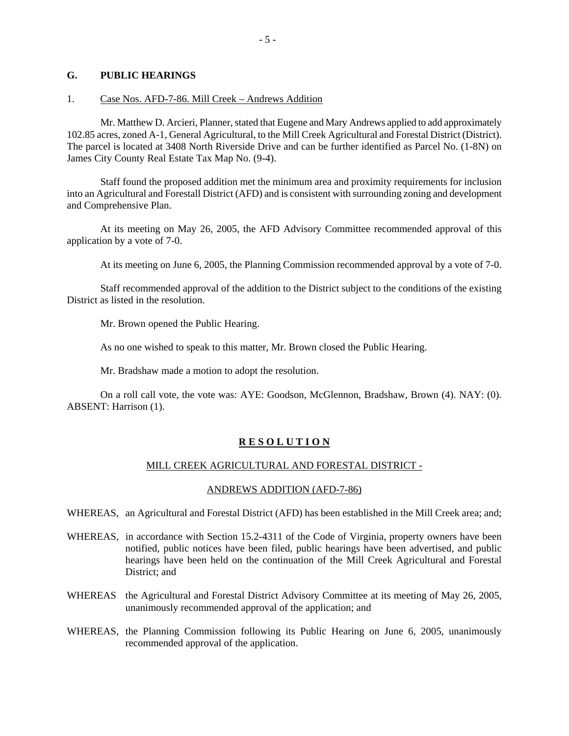## G. PUBLIC HEARINGS

1. Case Nos. AFD-7-86. Mill Creek – Andrews Addition

Mr. Matthew D. Arcieri, Planner, stated that Eugene and Mary Andrews applied to add approximately 102.85 acres, zoned A-1, General Agricultural, to the Mill Creek Agricultural and Forestal District (District). The parcel is located at 3408 North Riverside Drive and can be further identified as Parcel No. (1-8N) on James City County Real Estate Tax Map No. (9-4).

Staff found the proposed addition met the minimum area and proximity requirements for inclusion into an Agricultural and Forestall District (AFD) and is consistent with surrounding zoning and development and Comprehensive Plan.

At its meeting on May 26, 2005, the AFD Advisory Committee recommended approval of this application by a vote of 7-0.

At its meeting on June 6, 2005, the Planning Commission recommended approval by a vote of 7-0.

Staff recommended approval of the addition to the District subject to the conditions of the existing District as listed in the resolution.

Mr. Brown opened the Public Hearing.

As no one wished to speak to this matter, Mr. Brown closed the Public Hearing.

Mr. Bradshaw made a motion to adopt the resolution.

On a roll call vote, the vote was: AYE: Goodson, McGlennon, Bradshaw, Brown (4). NAY: (0). ABSENT: Harrison (1).

**R E S O L U T I O N**

MILL CREEK AGRICULTURAL AND FORESTAL DISTRICT -

ANDREWS ADDITION (AFD-7-86)

WHEREAS, an Agricultural and Forestal District (AFD) has been established in the Mill Creek area; and;

WHEREAS, in accordance with Section 15.2-4311 of the Code of Virginia, property owners have been notified, public notices have been filed, public hearings have been advertised, and public hearings have been held on the continuation of the Mill Creek Agricultural and Forestal District; and

WHEREAS the Agricultural and Forestal District Advisory Committee at its meeting of May 26, 2005, unanimously recommended approval of the application; and

WHEREAS, the Planning Commission following its Public Hearing on June 6, 2005, unanimously recommended approval of the application.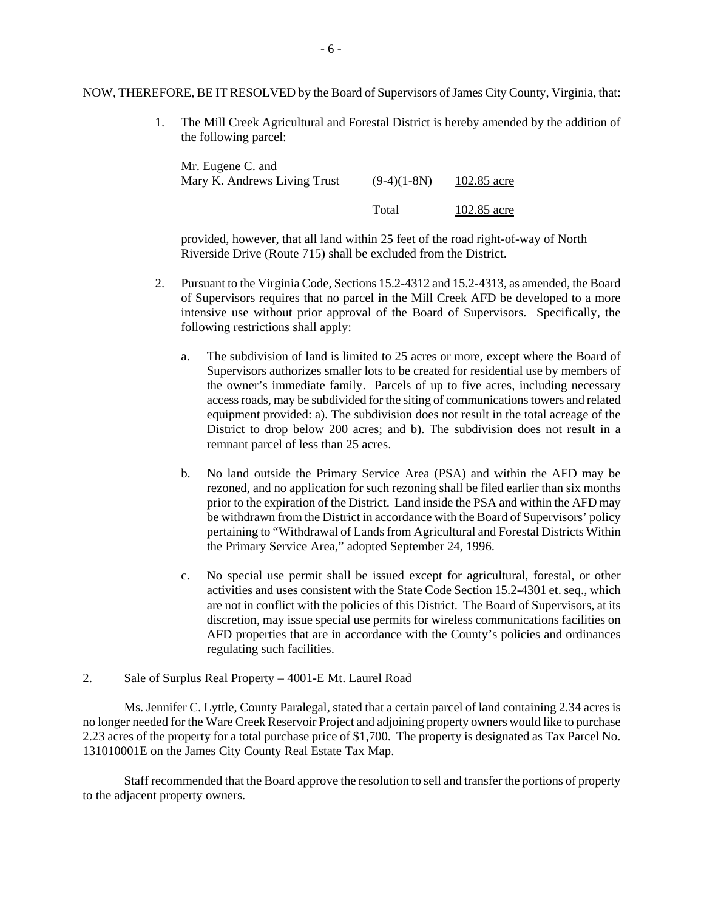NOW, THEREFORE, BE IT RESOLVED by the Board of Supervisors of James City County, Virginia, that:

1. The Mill Creek Agricultural and Forestal District is hereby amended by the addition of the following parcel:

| | | |
|---|---|---|
| Mr. Eugene C. and Mary K. Andrews Living Trust | (9-4)(1-8N) | 102.85 acre |
| | Total | 102.85 acre |

   provided, however, that all land within 25 feet of the road right-of-way of North Riverside Drive (Route 715) shall be excluded from the District.

2. Pursuant to the Virginia Code, Sections 15.2-4312 and 15.2-4313, as amended, the Board of Supervisors requires that no parcel in the Mill Creek AFD be developed to a more intensive use without prior approval of the Board of Supervisors. Specifically, the following restrictions shall apply:

   a. The subdivision of land is limited to 25 acres or more, except where the Board of Supervisors authorizes smaller lots to be created for residential use by members of the owner's immediate family. Parcels of up to five acres, including necessary access roads, may be subdivided for the siting of communications towers and related equipment provided: a). The subdivision does not result in the total acreage of the District to drop below 200 acres; and b). The subdivision does not result in a remnant parcel of less than 25 acres.

   b. No land outside the Primary Service Area (PSA) and within the AFD may be rezoned, and no application for such rezoning shall be filed earlier than six months prior to the expiration of the District. Land inside the PSA and within the AFD may be withdrawn from the District in accordance with the Board of Supervisors' policy pertaining to "Withdrawal of Lands from Agricultural and Forestal Districts Within the Primary Service Area," adopted September 24, 1996.

   c. No special use permit shall be issued except for agricultural, forestal, or other activities and uses consistent with the State Code Section 15.2-4301 et. seq., which are not in conflict with the policies of this District. The Board of Supervisors, at its discretion, may issue special use permits for wireless communications facilities on AFD properties that are in accordance with the County's policies and ordinances regulating such facilities.

2. Sale of Surplus Real Property – 4001-E Mt. Laurel Road

Ms. Jennifer C. Lyttle, County Paralegal, stated that a certain parcel of land containing 2.34 acres is no longer needed for the Ware Creek Reservoir Project and adjoining property owners would like to purchase 2.23 acres of the property for a total purchase price of $1,700. The property is designated as Tax Parcel No. 131010001E on the James City County Real Estate Tax Map.

Staff recommended that the Board approve the resolution to sell and transfer the portions of property to the adjacent property owners.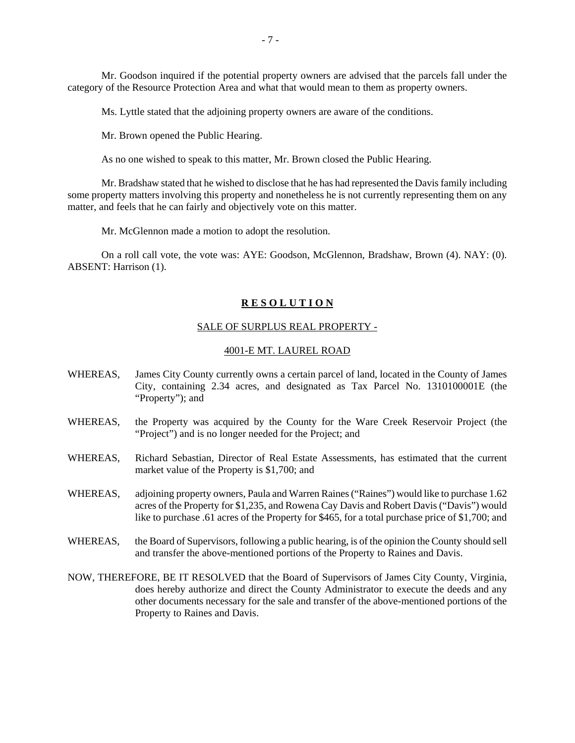Mr. Goodson inquired if the potential property owners are advised that the parcels fall under the category of the Resource Protection Area and what that would mean to them as property owners.

Ms. Lyttle stated that the adjoining property owners are aware of the conditions.

Mr. Brown opened the Public Hearing.

As no one wished to speak to this matter, Mr. Brown closed the Public Hearing.

Mr. Bradshaw stated that he wished to disclose that he has had represented the Davis family including some property matters involving this property and nonetheless he is not currently representing them on any matter, and feels that he can fairly and objectively vote on this matter.

Mr. McGlennon made a motion to adopt the resolution.

On a roll call vote, the vote was: AYE: Goodson, McGlennon, Bradshaw, Brown (4). NAY: (0). ABSENT: Harrison (1).

**R E S O L U T I O N**

SALE OF SURPLUS REAL PROPERTY -

4001-E MT. LAUREL ROAD

WHEREAS, James City County currently owns a certain parcel of land, located in the County of James City, containing 2.34 acres, and designated as Tax Parcel No. 1310100001E (the "Property"); and

WHEREAS, the Property was acquired by the County for the Ware Creek Reservoir Project (the "Project") and is no longer needed for the Project; and

WHEREAS, Richard Sebastian, Director of Real Estate Assessments, has estimated that the current market value of the Property is $1,700; and

WHEREAS, adjoining property owners, Paula and Warren Raines ("Raines") would like to purchase 1.62 acres of the Property for $1,235, and Rowena Cay Davis and Robert Davis ("Davis") would like to purchase .61 acres of the Property for $465, for a total purchase price of $1,700; and

WHEREAS, the Board of Supervisors, following a public hearing, is of the opinion the County should sell and transfer the above-mentioned portions of the Property to Raines and Davis.

NOW, THEREFORE, BE IT RESOLVED that the Board of Supervisors of James City County, Virginia, does hereby authorize and direct the County Administrator to execute the deeds and any other documents necessary for the sale and transfer of the above-mentioned portions of the Property to Raines and Davis.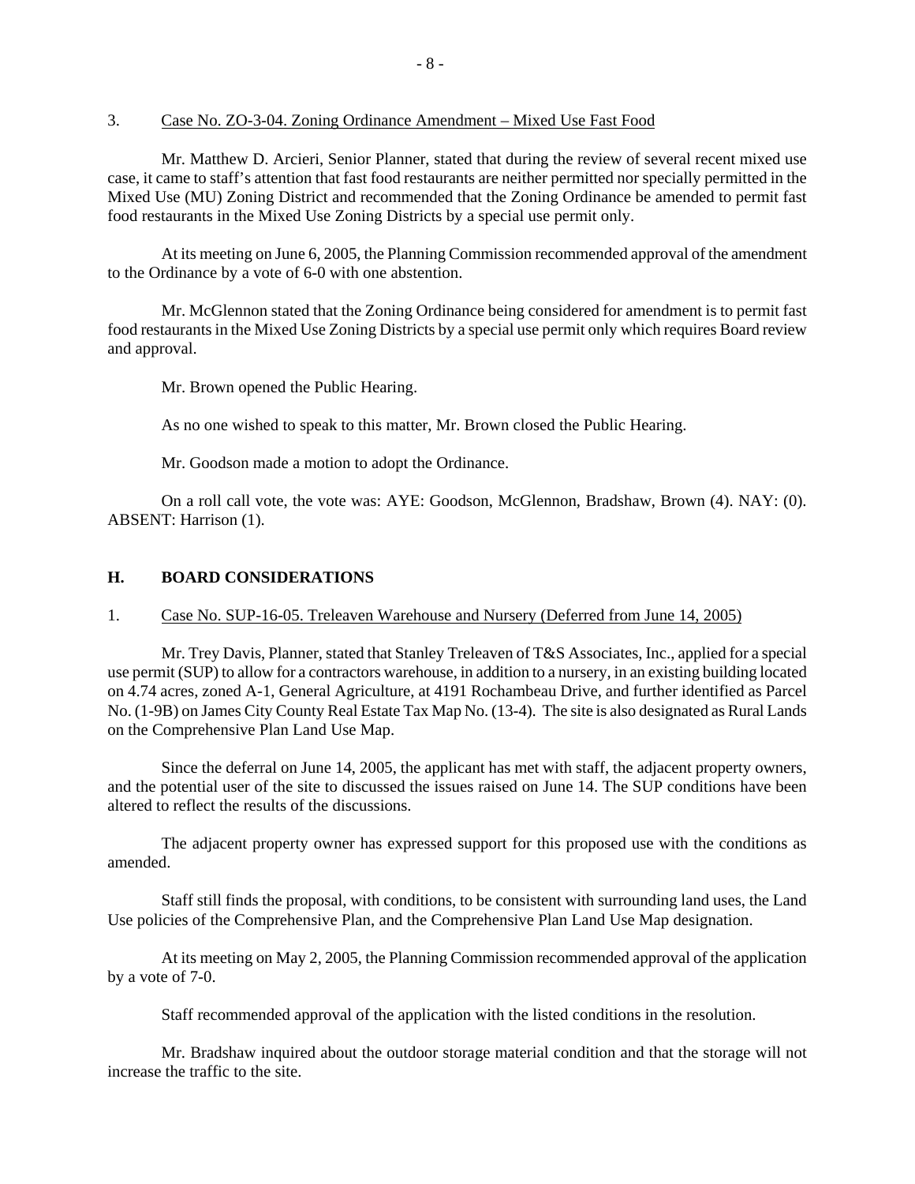3. Case No. ZO-3-04. Zoning Ordinance Amendment – Mixed Use Fast Food

Mr. Matthew D. Arcieri, Senior Planner, stated that during the review of several recent mixed use case, it came to staff's attention that fast food restaurants are neither permitted nor specially permitted in the Mixed Use (MU) Zoning District and recommended that the Zoning Ordinance be amended to permit fast food restaurants in the Mixed Use Zoning Districts by a special use permit only.

At its meeting on June 6, 2005, the Planning Commission recommended approval of the amendment to the Ordinance by a vote of 6-0 with one abstention.

Mr. McGlennon stated that the Zoning Ordinance being considered for amendment is to permit fast food restaurants in the Mixed Use Zoning Districts by a special use permit only which requires Board review and approval.

Mr. Brown opened the Public Hearing.

As no one wished to speak to this matter, Mr. Brown closed the Public Hearing.

Mr. Goodson made a motion to adopt the Ordinance.

On a roll call vote, the vote was: AYE: Goodson, McGlennon, Bradshaw, Brown (4). NAY: (0). ABSENT: Harrison (1).

## H. BOARD CONSIDERATIONS

1. Case No. SUP-16-05. Treleaven Warehouse and Nursery (Deferred from June 14, 2005)

Mr. Trey Davis, Planner, stated that Stanley Treleaven of T&S Associates, Inc., applied for a special use permit (SUP) to allow for a contractors warehouse, in addition to a nursery, in an existing building located on 4.74 acres, zoned A-1, General Agriculture, at 4191 Rochambeau Drive, and further identified as Parcel No. (1-9B) on James City County Real Estate Tax Map No. (13-4). The site is also designated as Rural Lands on the Comprehensive Plan Land Use Map.

Since the deferral on June 14, 2005, the applicant has met with staff, the adjacent property owners, and the potential user of the site to discussed the issues raised on June 14. The SUP conditions have been altered to reflect the results of the discussions.

The adjacent property owner has expressed support for this proposed use with the conditions as amended.

Staff still finds the proposal, with conditions, to be consistent with surrounding land uses, the Land Use policies of the Comprehensive Plan, and the Comprehensive Plan Land Use Map designation.

At its meeting on May 2, 2005, the Planning Commission recommended approval of the application by a vote of 7-0.

Staff recommended approval of the application with the listed conditions in the resolution.

Mr. Bradshaw inquired about the outdoor storage material condition and that the storage will not increase the traffic to the site.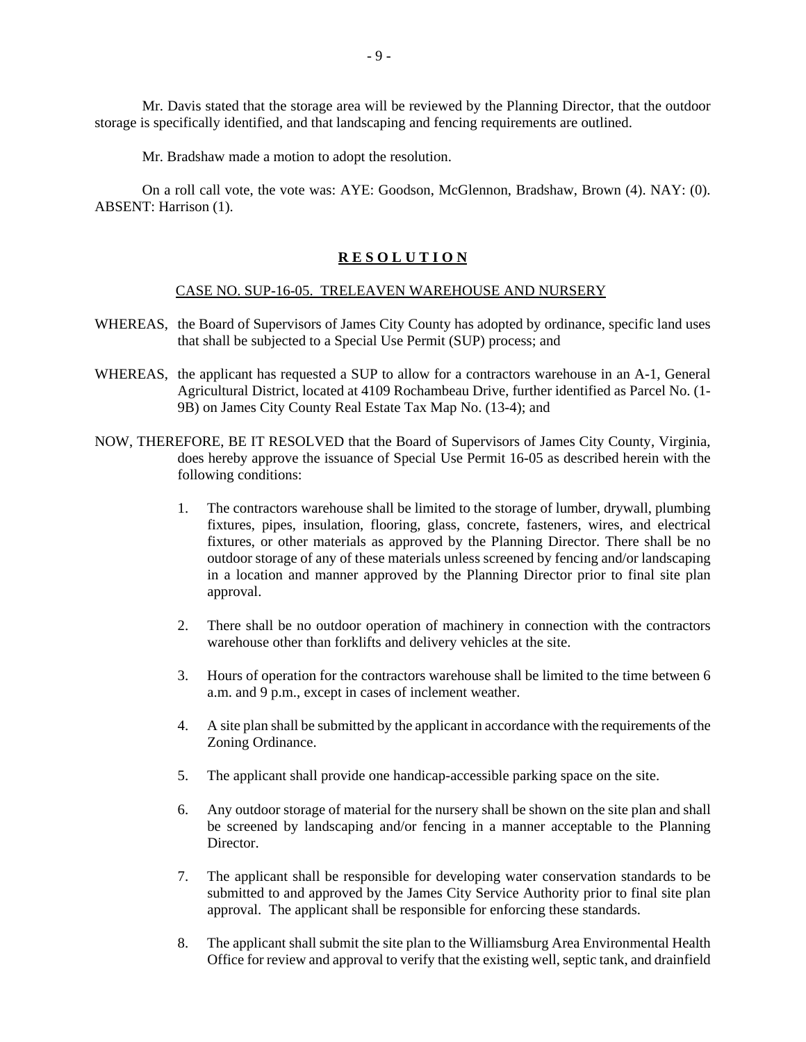Mr. Davis stated that the storage area will be reviewed by the Planning Director, that the outdoor storage is specifically identified, and that landscaping and fencing requirements are outlined.

Mr. Bradshaw made a motion to adopt the resolution.

On a roll call vote, the vote was: AYE: Goodson, McGlennon, Bradshaw, Brown (4). NAY: (0). ABSENT: Harrison (1).

**R E S O L U T I O N**

CASE NO. SUP-16-05. TRELEAVEN WAREHOUSE AND NURSERY

WHEREAS, the Board of Supervisors of James City County has adopted by ordinance, specific land uses that shall be subjected to a Special Use Permit (SUP) process; and

WHEREAS, the applicant has requested a SUP to allow for a contractors warehouse in an A-1, General Agricultural District, located at 4109 Rochambeau Drive, further identified as Parcel No. (1-9B) on James City County Real Estate Tax Map No. (13-4); and

NOW, THEREFORE, BE IT RESOLVED that the Board of Supervisors of James City County, Virginia, does hereby approve the issuance of Special Use Permit 16-05 as described herein with the following conditions:

1. The contractors warehouse shall be limited to the storage of lumber, drywall, plumbing fixtures, pipes, insulation, flooring, glass, concrete, fasteners, wires, and electrical fixtures, or other materials as approved by the Planning Director. There shall be no outdoor storage of any of these materials unless screened by fencing and/or landscaping in a location and manner approved by the Planning Director prior to final site plan approval.

2. There shall be no outdoor operation of machinery in connection with the contractors warehouse other than forklifts and delivery vehicles at the site.

3. Hours of operation for the contractors warehouse shall be limited to the time between 6 a.m. and 9 p.m., except in cases of inclement weather.

4. A site plan shall be submitted by the applicant in accordance with the requirements of the Zoning Ordinance.

5. The applicant shall provide one handicap-accessible parking space on the site.

6. Any outdoor storage of material for the nursery shall be shown on the site plan and shall be screened by landscaping and/or fencing in a manner acceptable to the Planning Director.

7. The applicant shall be responsible for developing water conservation standards to be submitted to and approved by the James City Service Authority prior to final site plan approval. The applicant shall be responsible for enforcing these standards.

8. The applicant shall submit the site plan to the Williamsburg Area Environmental Health Office for review and approval to verify that the existing well, septic tank, and drainfield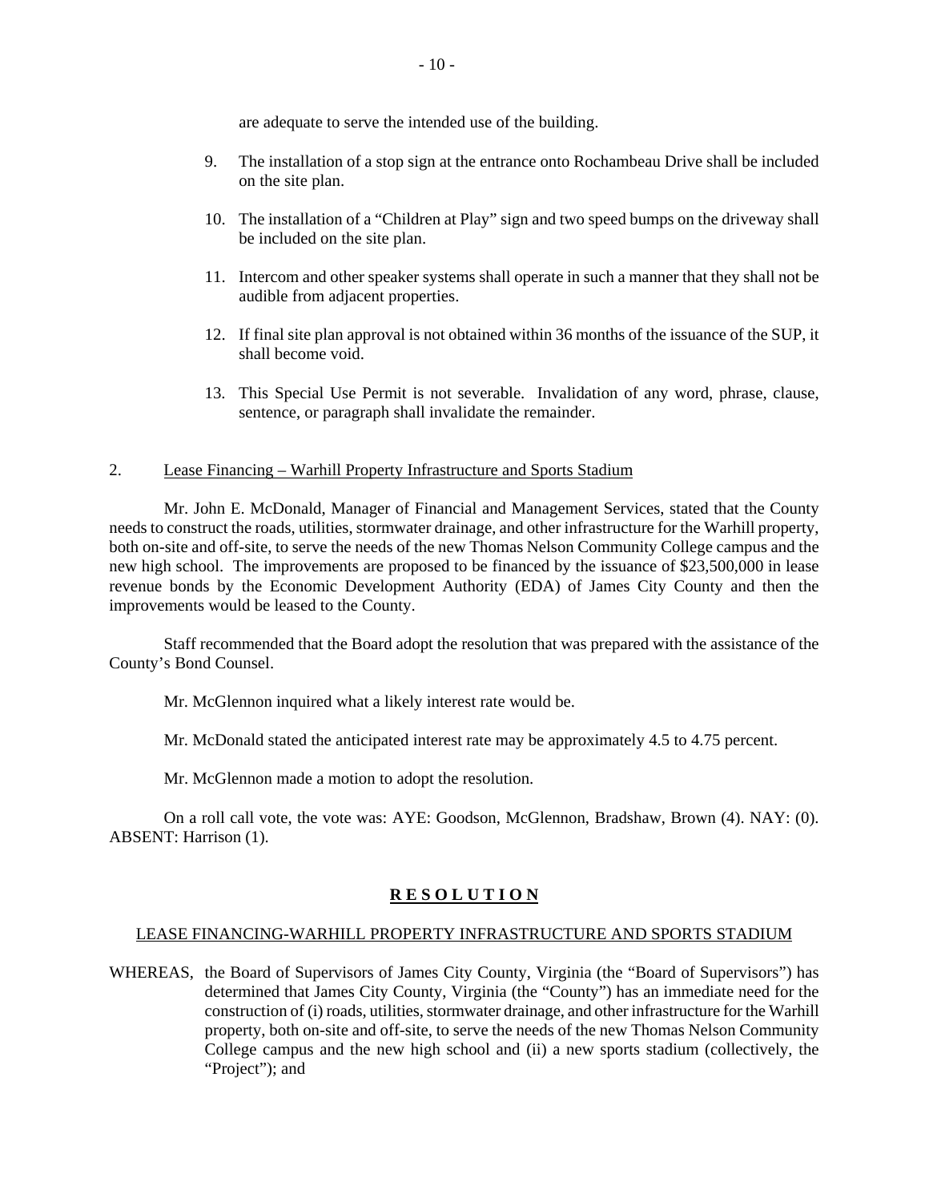are adequate to serve the intended use of the building.

9. The installation of a stop sign at the entrance onto Rochambeau Drive shall be included on the site plan.

10. The installation of a "Children at Play" sign and two speed bumps on the driveway shall be included on the site plan.

11. Intercom and other speaker systems shall operate in such a manner that they shall not be audible from adjacent properties.

12. If final site plan approval is not obtained within 36 months of the issuance of the SUP, it shall become void.

13. This Special Use Permit is not severable. Invalidation of any word, phrase, clause, sentence, or paragraph shall invalidate the remainder.

2. Lease Financing – Warhill Property Infrastructure and Sports Stadium

Mr. John E. McDonald, Manager of Financial and Management Services, stated that the County needs to construct the roads, utilities, stormwater drainage, and other infrastructure for the Warhill property, both on-site and off-site, to serve the needs of the new Thomas Nelson Community College campus and the new high school. The improvements are proposed to be financed by the issuance of $23,500,000 in lease revenue bonds by the Economic Development Authority (EDA) of James City County and then the improvements would be leased to the County.

Staff recommended that the Board adopt the resolution that was prepared with the assistance of the County's Bond Counsel.

Mr. McGlennon inquired what a likely interest rate would be.

Mr. McDonald stated the anticipated interest rate may be approximately 4.5 to 4.75 percent.

Mr. McGlennon made a motion to adopt the resolution.

On a roll call vote, the vote was: AYE: Goodson, McGlennon, Bradshaw, Brown (4). NAY: (0). ABSENT: Harrison (1).

**R E S O L U T I O N**

LEASE FINANCING-WARHILL PROPERTY INFRASTRUCTURE AND SPORTS STADIUM

WHEREAS, the Board of Supervisors of James City County, Virginia (the "Board of Supervisors") has determined that James City County, Virginia (the "County") has an immediate need for the construction of (i) roads, utilities, stormwater drainage, and other infrastructure for the Warhill property, both on-site and off-site, to serve the needs of the new Thomas Nelson Community College campus and the new high school and (ii) a new sports stadium (collectively, the "Project"); and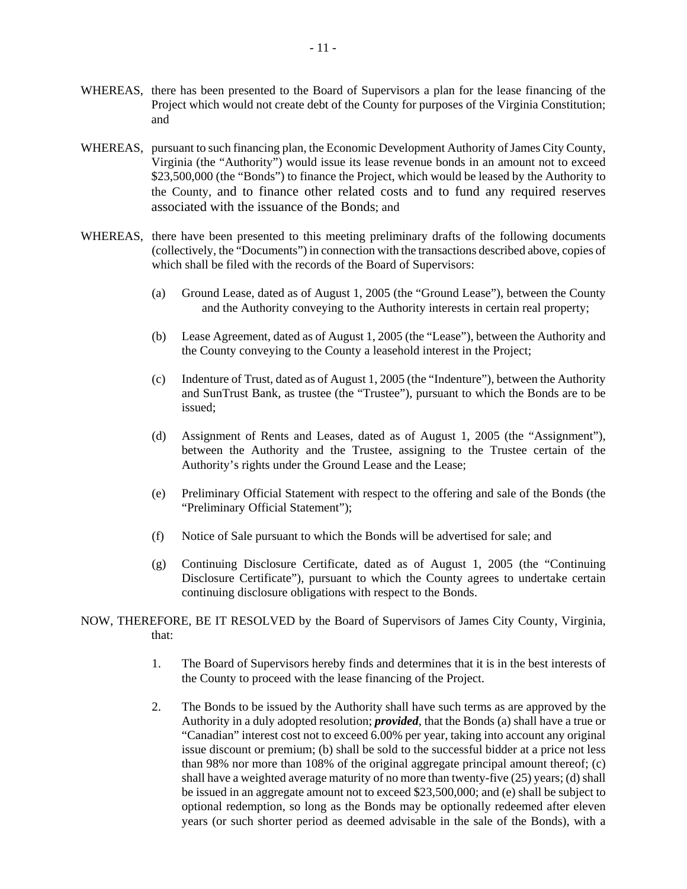WHEREAS, there has been presented to the Board of Supervisors a plan for the lease financing of the Project which would not create debt of the County for purposes of the Virginia Constitution; and

WHEREAS, pursuant to such financing plan, the Economic Development Authority of James City County, Virginia (the "Authority") would issue its lease revenue bonds in an amount not to exceed $23,500,000 (the "Bonds") to finance the Project, which would be leased by the Authority to the County, and to finance other related costs and to fund any required reserves associated with the issuance of the Bonds; and

WHEREAS, there have been presented to this meeting preliminary drafts of the following documents (collectively, the "Documents") in connection with the transactions described above, copies of which shall be filed with the records of the Board of Supervisors:

(a) Ground Lease, dated as of August 1, 2005 (the "Ground Lease"), between the County and the Authority conveying to the Authority interests in certain real property;

(b) Lease Agreement, dated as of August 1, 2005 (the "Lease"), between the Authority and the County conveying to the County a leasehold interest in the Project;

(c) Indenture of Trust, dated as of August 1, 2005 (the "Indenture"), between the Authority and SunTrust Bank, as trustee (the "Trustee"), pursuant to which the Bonds are to be issued;

(d) Assignment of Rents and Leases, dated as of August 1, 2005 (the "Assignment"), between the Authority and the Trustee, assigning to the Trustee certain of the Authority's rights under the Ground Lease and the Lease;

(e) Preliminary Official Statement with respect to the offering and sale of the Bonds (the "Preliminary Official Statement");

(f) Notice of Sale pursuant to which the Bonds will be advertised for sale; and

(g) Continuing Disclosure Certificate, dated as of August 1, 2005 (the "Continuing Disclosure Certificate"), pursuant to which the County agrees to undertake certain continuing disclosure obligations with respect to the Bonds.

NOW, THEREFORE, BE IT RESOLVED by the Board of Supervisors of James City County, Virginia, that:

1. The Board of Supervisors hereby finds and determines that it is in the best interests of the County to proceed with the lease financing of the Project.

2. The Bonds to be issued by the Authority shall have such terms as are approved by the Authority in a duly adopted resolution; ***provided***, that the Bonds (a) shall have a true or "Canadian" interest cost not to exceed 6.00% per year, taking into account any original issue discount or premium; (b) shall be sold to the successful bidder at a price not less than 98% nor more than 108% of the original aggregate principal amount thereof; (c) shall have a weighted average maturity of no more than twenty-five (25) years; (d) shall be issued in an aggregate amount not to exceed $23,500,000; and (e) shall be subject to optional redemption, so long as the Bonds may be optionally redeemed after eleven years (or such shorter period as deemed advisable in the sale of the Bonds), with a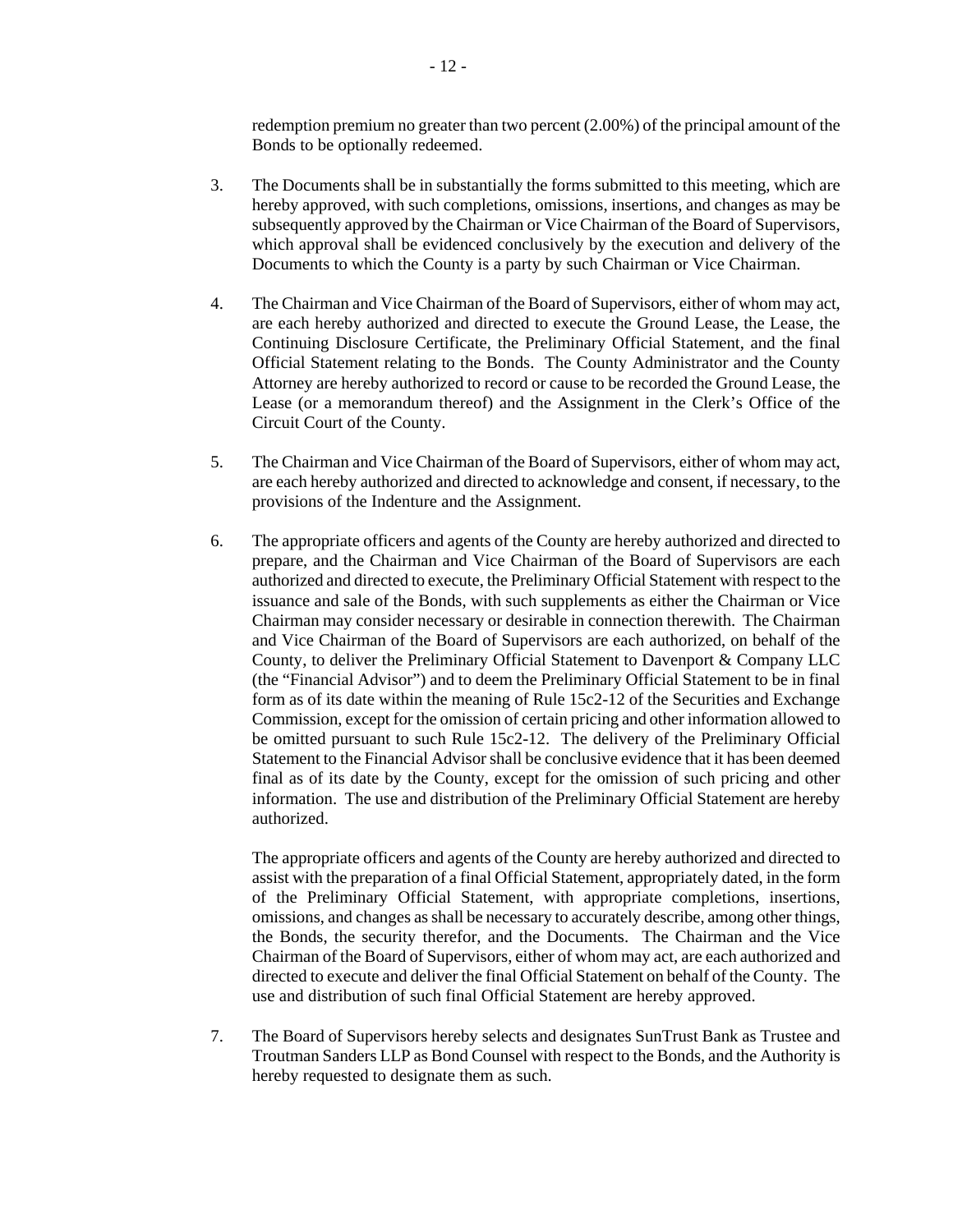redemption premium no greater than two percent (2.00%) of the principal amount of the Bonds to be optionally redeemed.

3. The Documents shall be in substantially the forms submitted to this meeting, which are hereby approved, with such completions, omissions, insertions, and changes as may be subsequently approved by the Chairman or Vice Chairman of the Board of Supervisors, which approval shall be evidenced conclusively by the execution and delivery of the Documents to which the County is a party by such Chairman or Vice Chairman.

4. The Chairman and Vice Chairman of the Board of Supervisors, either of whom may act, are each hereby authorized and directed to execute the Ground Lease, the Lease, the Continuing Disclosure Certificate, the Preliminary Official Statement, and the final Official Statement relating to the Bonds. The County Administrator and the County Attorney are hereby authorized to record or cause to be recorded the Ground Lease, the Lease (or a memorandum thereof) and the Assignment in the Clerk's Office of the Circuit Court of the County.

5. The Chairman and Vice Chairman of the Board of Supervisors, either of whom may act, are each hereby authorized and directed to acknowledge and consent, if necessary, to the provisions of the Indenture and the Assignment.

6. The appropriate officers and agents of the County are hereby authorized and directed to prepare, and the Chairman and Vice Chairman of the Board of Supervisors are each authorized and directed to execute, the Preliminary Official Statement with respect to the issuance and sale of the Bonds, with such supplements as either the Chairman or Vice Chairman may consider necessary or desirable in connection therewith. The Chairman and Vice Chairman of the Board of Supervisors are each authorized, on behalf of the County, to deliver the Preliminary Official Statement to Davenport & Company LLC (the "Financial Advisor") and to deem the Preliminary Official Statement to be in final form as of its date within the meaning of Rule 15c2-12 of the Securities and Exchange Commission, except for the omission of certain pricing and other information allowed to be omitted pursuant to such Rule 15c2-12. The delivery of the Preliminary Official Statement to the Financial Advisor shall be conclusive evidence that it has been deemed final as of its date by the County, except for the omission of such pricing and other information. The use and distribution of the Preliminary Official Statement are hereby authorized.

   The appropriate officers and agents of the County are hereby authorized and directed to assist with the preparation of a final Official Statement, appropriately dated, in the form of the Preliminary Official Statement, with appropriate completions, insertions, omissions, and changes as shall be necessary to accurately describe, among other things, the Bonds, the security therefor, and the Documents. The Chairman and the Vice Chairman of the Board of Supervisors, either of whom may act, are each authorized and directed to execute and deliver the final Official Statement on behalf of the County. The use and distribution of such final Official Statement are hereby approved.

7. The Board of Supervisors hereby selects and designates SunTrust Bank as Trustee and Troutman Sanders LLP as Bond Counsel with respect to the Bonds, and the Authority is hereby requested to designate them as such.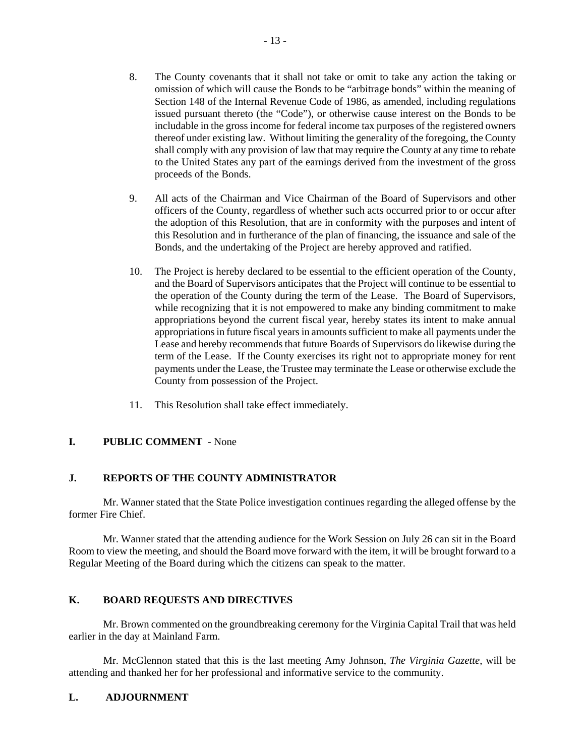8. The County covenants that it shall not take or omit to take any action the taking or omission of which will cause the Bonds to be "arbitrage bonds" within the meaning of Section 148 of the Internal Revenue Code of 1986, as amended, including regulations issued pursuant thereto (the "Code"), or otherwise cause interest on the Bonds to be includable in the gross income for federal income tax purposes of the registered owners thereof under existing law. Without limiting the generality of the foregoing, the County shall comply with any provision of law that may require the County at any time to rebate to the United States any part of the earnings derived from the investment of the gross proceeds of the Bonds.

9. All acts of the Chairman and Vice Chairman of the Board of Supervisors and other officers of the County, regardless of whether such acts occurred prior to or occur after the adoption of this Resolution, that are in conformity with the purposes and intent of this Resolution and in furtherance of the plan of financing, the issuance and sale of the Bonds, and the undertaking of the Project are hereby approved and ratified.

10. The Project is hereby declared to be essential to the efficient operation of the County, and the Board of Supervisors anticipates that the Project will continue to be essential to the operation of the County during the term of the Lease. The Board of Supervisors, while recognizing that it is not empowered to make any binding commitment to make appropriations beyond the current fiscal year, hereby states its intent to make annual appropriations in future fiscal years in amounts sufficient to make all payments under the Lease and hereby recommends that future Boards of Supervisors do likewise during the term of the Lease. If the County exercises its right not to appropriate money for rent payments under the Lease, the Trustee may terminate the Lease or otherwise exclude the County from possession of the Project.

11. This Resolution shall take effect immediately.

## I. PUBLIC COMMENT - None

## J. REPORTS OF THE COUNTY ADMINISTRATOR

Mr. Wanner stated that the State Police investigation continues regarding the alleged offense by the former Fire Chief.

Mr. Wanner stated that the attending audience for the Work Session on July 26 can sit in the Board Room to view the meeting, and should the Board move forward with the item, it will be brought forward to a Regular Meeting of the Board during which the citizens can speak to the matter.

## K. BOARD REQUESTS AND DIRECTIVES

Mr. Brown commented on the groundbreaking ceremony for the Virginia Capital Trail that was held earlier in the day at Mainland Farm.

Mr. McGlennon stated that this is the last meeting Amy Johnson, *The Virginia Gazette*, will be attending and thanked her for her professional and informative service to the community.

## L. ADJOURNMENT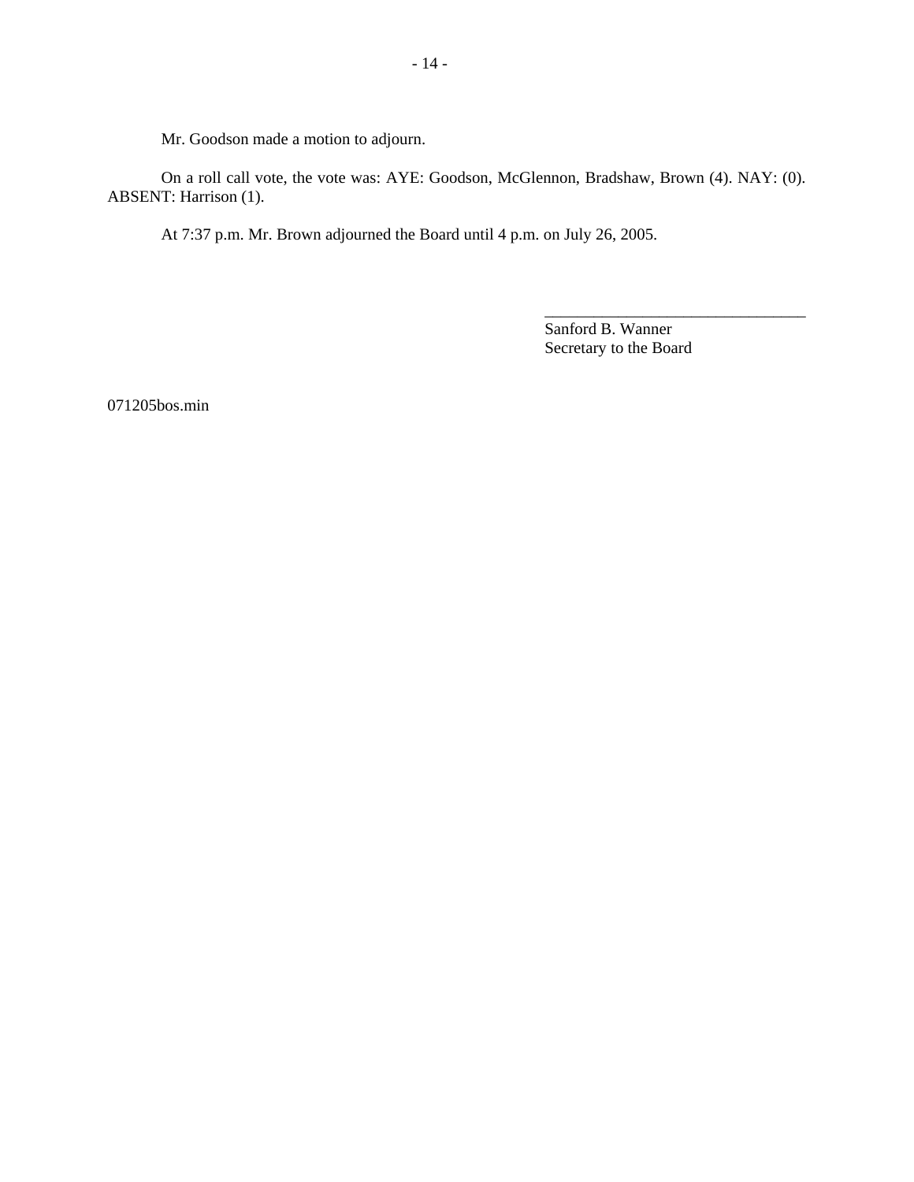Mr. Goodson made a motion to adjourn.

On a roll call vote, the vote was: AYE: Goodson, McGlennon, Bradshaw, Brown (4). NAY: (0). ABSENT: Harrison (1).

At 7:37 p.m. Mr. Brown adjourned the Board until 4 p.m. on July 26, 2005.

_________________________________
Sanford B. Wanner
Secretary to the Board

071205bos.min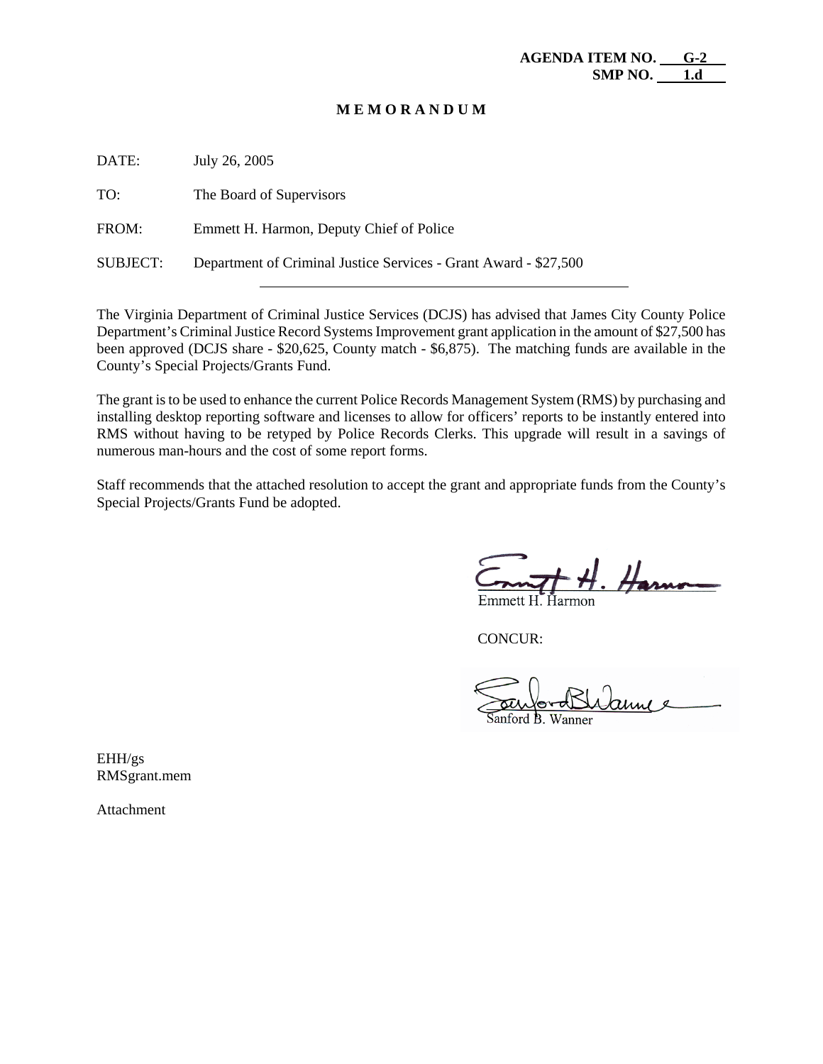**AGENDA ITEM NO. G-2**
**SMP NO. 1.d**

**M E M O R A N D U M**

DATE: July 26, 2005

TO: The Board of Supervisors

FROM: Emmett H. Harmon, Deputy Chief of Police

SUBJECT: Department of Criminal Justice Services - Grant Award - $27,500

---

The Virginia Department of Criminal Justice Services (DCJS) has advised that James City County Police Department's Criminal Justice Record Systems Improvement grant application in the amount of $27,500 has been approved (DCJS share - $20,625, County match - $6,875). The matching funds are available in the County's Special Projects/Grants Fund.

The grant is to be used to enhance the current Police Records Management System (RMS) by purchasing and installing desktop reporting software and licenses to allow for officers' reports to be instantly entered into RMS without having to be retyped by Police Records Clerks. This upgrade will result in a savings of numerous man-hours and the cost of some report forms.

Staff recommends that the attached resolution to accept the grant and appropriate funds from the County's Special Projects/Grants Fund be adopted.

Emmett H. Harmon

CONCUR:

Sanford B. Wanner

EHH/gs
RMSgrant.mem

Attachment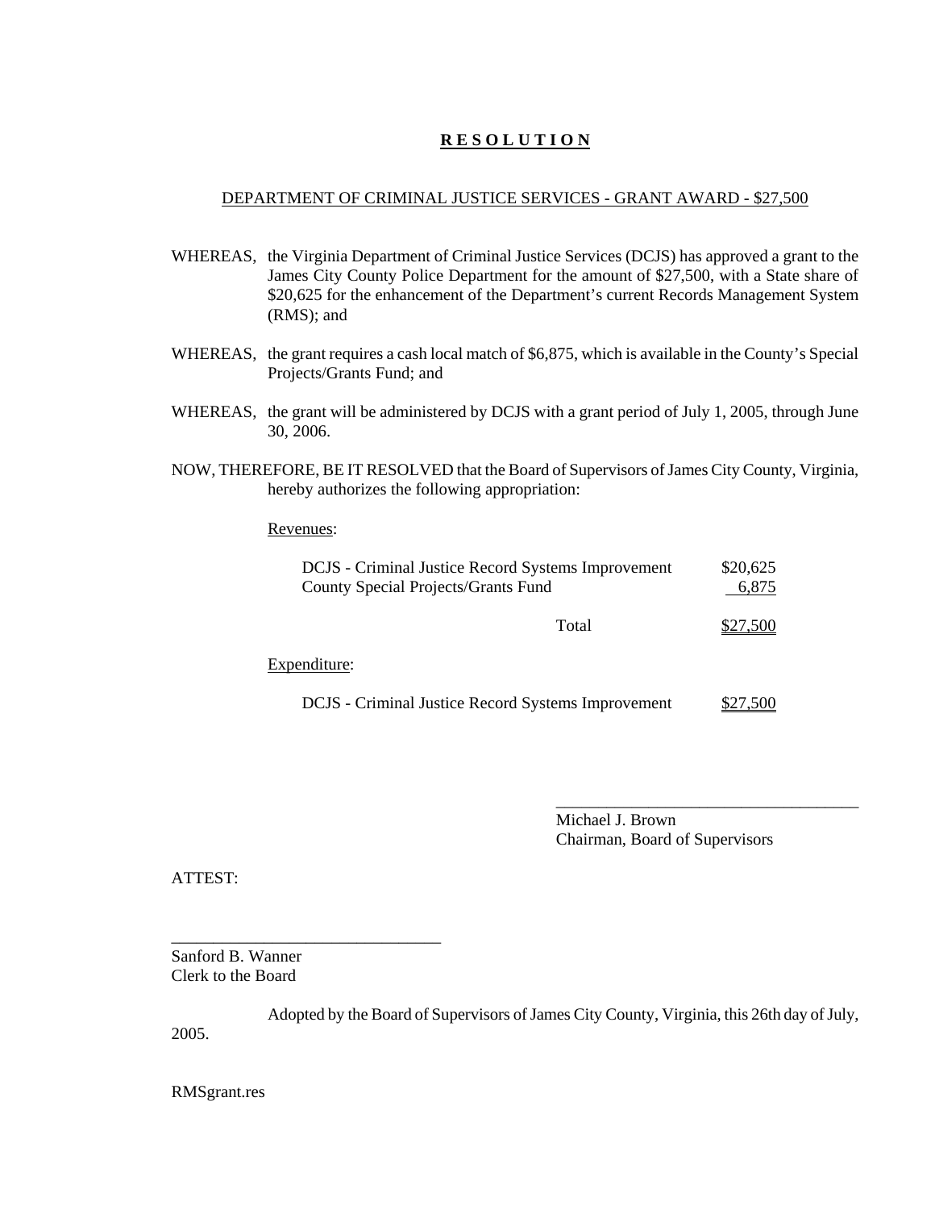# R E S O L U T I O N

DEPARTMENT OF CRIMINAL JUSTICE SERVICES - GRANT AWARD - $27,500

WHEREAS, the Virginia Department of Criminal Justice Services (DCJS) has approved a grant to the James City County Police Department for the amount of $27,500, with a State share of $20,625 for the enhancement of the Department's current Records Management System (RMS); and

WHEREAS, the grant requires a cash local match of $6,875, which is available in the County's Special Projects/Grants Fund; and

WHEREAS, the grant will be administered by DCJS with a grant period of July 1, 2005, through June 30, 2006.

NOW, THEREFORE, BE IT RESOLVED that the Board of Supervisors of James City County, Virginia, hereby authorizes the following appropriation:

Revenues:

| | |
|---|---|
| DCJS - Criminal Justice Record Systems Improvement | $20,625 |
| County Special Projects/Grants Fund | 6,875 |
| Total | $27,500 |

Expenditure:

| | |
|---|---|
| DCJS - Criminal Justice Record Systems Improvement | $27,500 |

_________________________________
Michael J. Brown
Chairman, Board of Supervisors

ATTEST:

_________________________________
Sanford B. Wanner
Clerk to the Board

Adopted by the Board of Supervisors of James City County, Virginia, this 26th day of July, 2005.

RMSgrant.res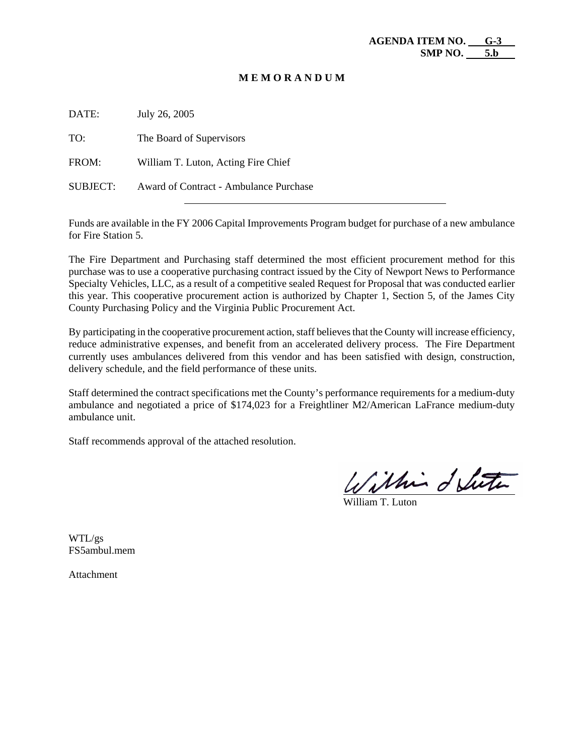**AGENDA ITEM NO. G-3**
**SMP NO. 5.b**

**M E M O R A N D U M**

DATE: July 26, 2005

TO: The Board of Supervisors

FROM: William T. Luton, Acting Fire Chief

SUBJECT: Award of Contract - Ambulance Purchase

---

Funds are available in the FY 2006 Capital Improvements Program budget for purchase of a new ambulance for Fire Station 5.

The Fire Department and Purchasing staff determined the most efficient procurement method for this purchase was to use a cooperative purchasing contract issued by the City of Newport News to Performance Specialty Vehicles, LLC, as a result of a competitive sealed Request for Proposal that was conducted earlier this year. This cooperative procurement action is authorized by Chapter 1, Section 5, of the James City County Purchasing Policy and the Virginia Public Procurement Act.

By participating in the cooperative procurement action, staff believes that the County will increase efficiency, reduce administrative expenses, and benefit from an accelerated delivery process. The Fire Department currently uses ambulances delivered from this vendor and has been satisfied with design, construction, delivery schedule, and the field performance of these units.

Staff determined the contract specifications met the County's performance requirements for a medium-duty ambulance and negotiated a price of $174,023 for a Freightliner M2/American LaFrance medium-duty ambulance unit.

Staff recommends approval of the attached resolution.

William T. Luton

WTL/gs
FS5ambul.mem

Attachment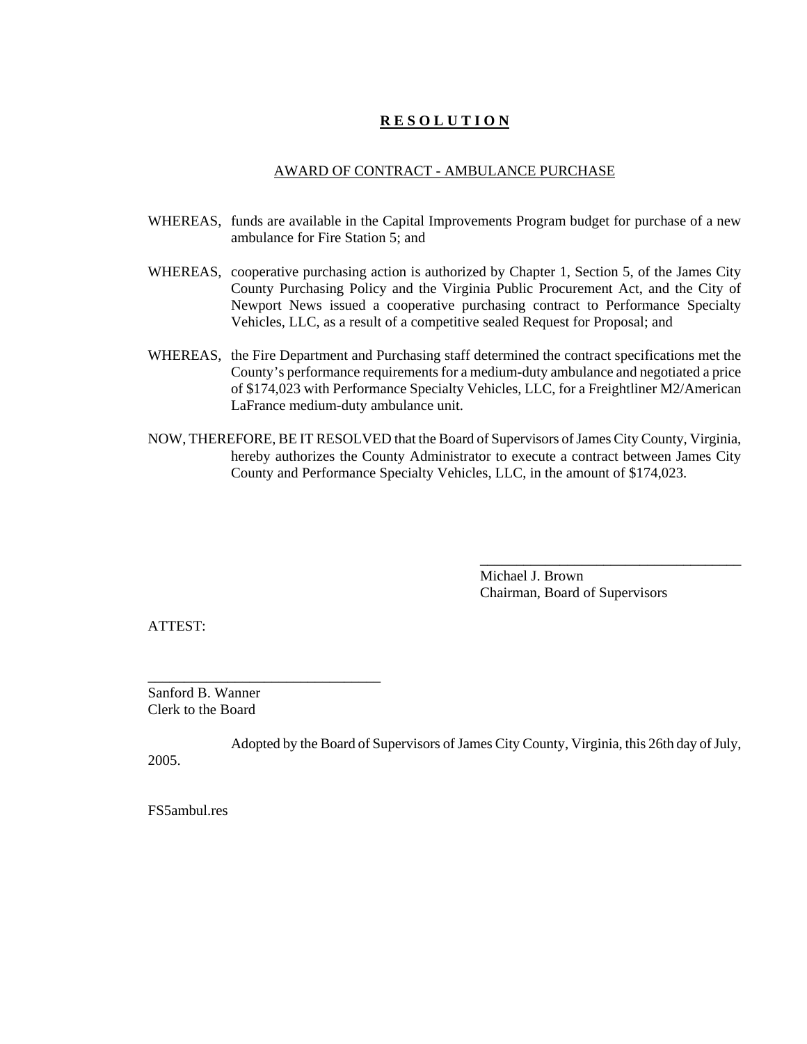# **R E S O L U T I O N**

AWARD OF CONTRACT - AMBULANCE PURCHASE

WHEREAS, funds are available in the Capital Improvements Program budget for purchase of a new ambulance for Fire Station 5; and

WHEREAS, cooperative purchasing action is authorized by Chapter 1, Section 5, of the James City County Purchasing Policy and the Virginia Public Procurement Act, and the City of Newport News issued a cooperative purchasing contract to Performance Specialty Vehicles, LLC, as a result of a competitive sealed Request for Proposal; and

WHEREAS, the Fire Department and Purchasing staff determined the contract specifications met the County's performance requirements for a medium-duty ambulance and negotiated a price of $174,023 with Performance Specialty Vehicles, LLC, for a Freightliner M2/American LaFrance medium-duty ambulance unit.

NOW, THEREFORE, BE IT RESOLVED that the Board of Supervisors of James City County, Virginia, hereby authorizes the County Administrator to execute a contract between James City County and Performance Specialty Vehicles, LLC, in the amount of $174,023.

\_\_\_\_\_\_\_\_\_\_\_\_\_\_\_\_\_\_\_\_\_\_\_\_\_\_\_\_\_\_\_\_\_\_\_\_

Michael J. Brown
Chairman, Board of Supervisors

ATTEST:

\_\_\_\_\_\_\_\_\_\_\_\_\_\_\_\_\_\_\_\_\_\_\_\_\_\_\_\_\_\_\_\_

Sanford B. Wanner
Clerk to the Board

Adopted by the Board of Supervisors of James City County, Virginia, this 26th day of July, 2005.

FS5ambul.res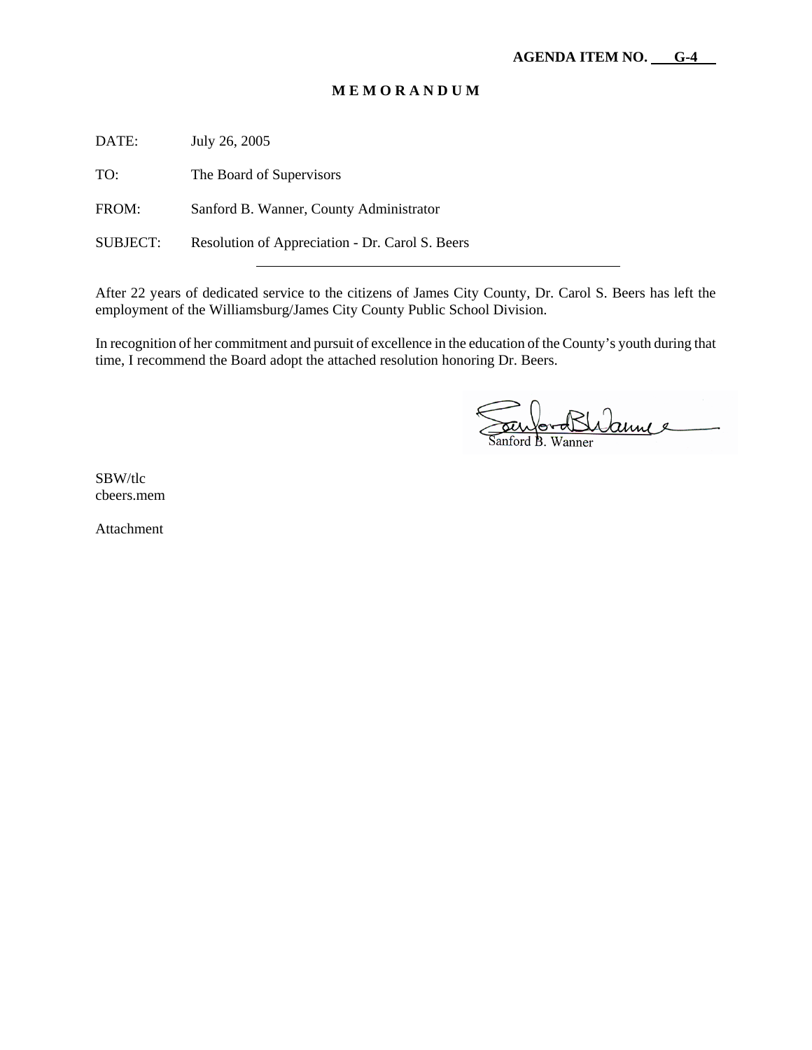**AGENDA ITEM NO. G-4**

# M E M O R A N D U M

DATE: July 26, 2005

TO: The Board of Supervisors

FROM: Sanford B. Wanner, County Administrator

SUBJECT: Resolution of Appreciation - Dr. Carol S. Beers

---

After 22 years of dedicated service to the citizens of James City County, Dr. Carol S. Beers has left the employment of the Williamsburg/James City County Public School Division.

In recognition of her commitment and pursuit of excellence in the education of the County's youth during that time, I recommend the Board adopt the attached resolution honoring Dr. Beers.

Sanford B. Wanner

SBW/tlc
cbeers.mem

Attachment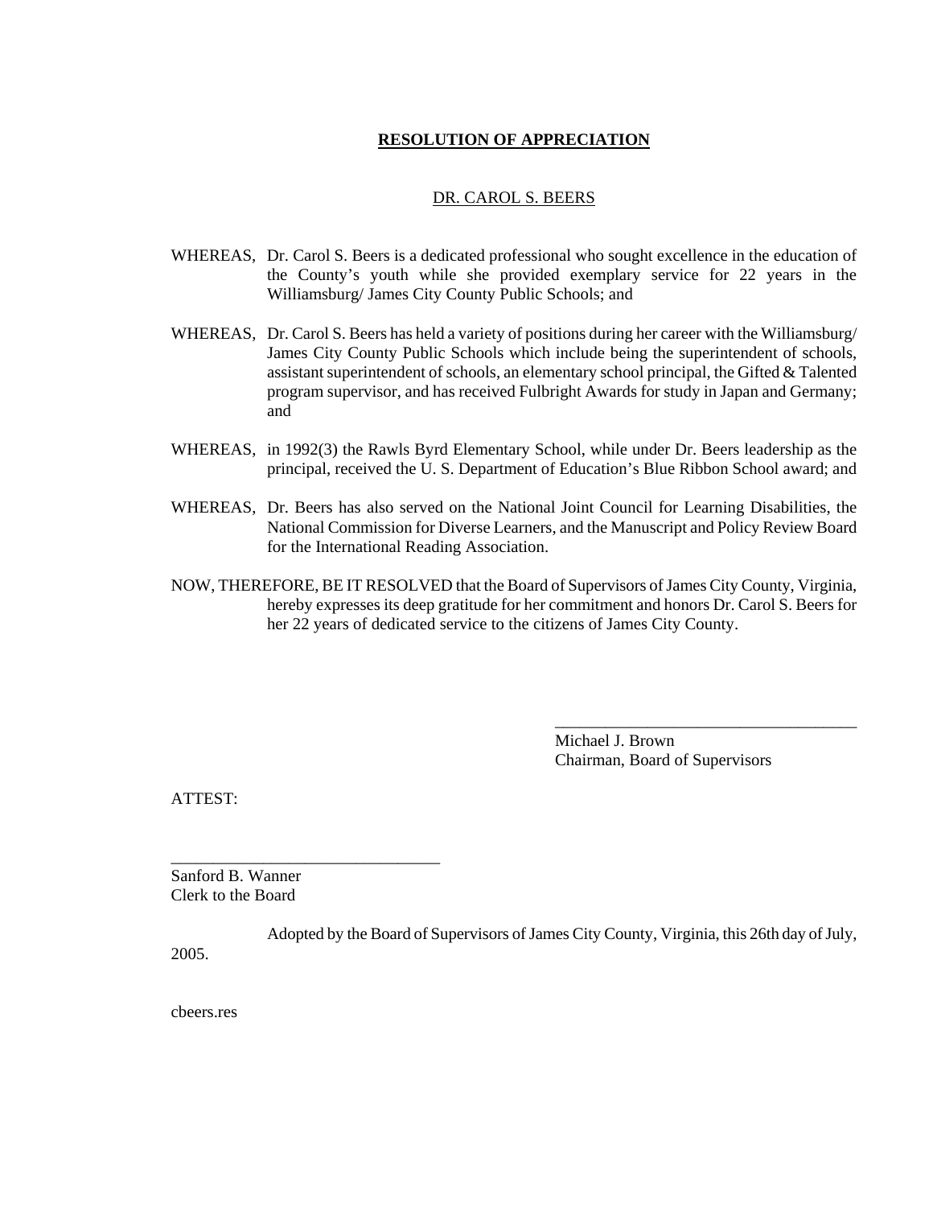**RESOLUTION OF APPRECIATION**

DR. CAROL S. BEERS

WHEREAS, Dr. Carol S. Beers is a dedicated professional who sought excellence in the education of the County's youth while she provided exemplary service for 22 years in the Williamsburg/ James City County Public Schools; and

WHEREAS, Dr. Carol S. Beers has held a variety of positions during her career with the Williamsburg/ James City County Public Schools which include being the superintendent of schools, assistant superintendent of schools, an elementary school principal, the Gifted & Talented program supervisor, and has received Fulbright Awards for study in Japan and Germany; and

WHEREAS, in 1992(3) the Rawls Byrd Elementary School, while under Dr. Beers leadership as the principal, received the U. S. Department of Education's Blue Ribbon School award; and

WHEREAS, Dr. Beers has also served on the National Joint Council for Learning Disabilities, the National Commission for Diverse Learners, and the Manuscript and Policy Review Board for the International Reading Association.

NOW, THEREFORE, BE IT RESOLVED that the Board of Supervisors of James City County, Virginia, hereby expresses its deep gratitude for her commitment and honors Dr. Carol S. Beers for her 22 years of dedicated service to the citizens of James City County.

\_\_\_\_\_\_\_\_\_\_\_\_\_\_\_\_\_\_\_\_\_\_\_\_\_\_\_\_\_\_\_\_\_\_\_\_
Michael J. Brown
Chairman, Board of Supervisors

ATTEST:

\_\_\_\_\_\_\_\_\_\_\_\_\_\_\_\_\_\_\_\_\_\_\_\_\_\_\_\_\_\_\_\_\_
Sanford B. Wanner
Clerk to the Board

Adopted by the Board of Supervisors of James City County, Virginia, this 26th day of July, 2005.

cbeers.res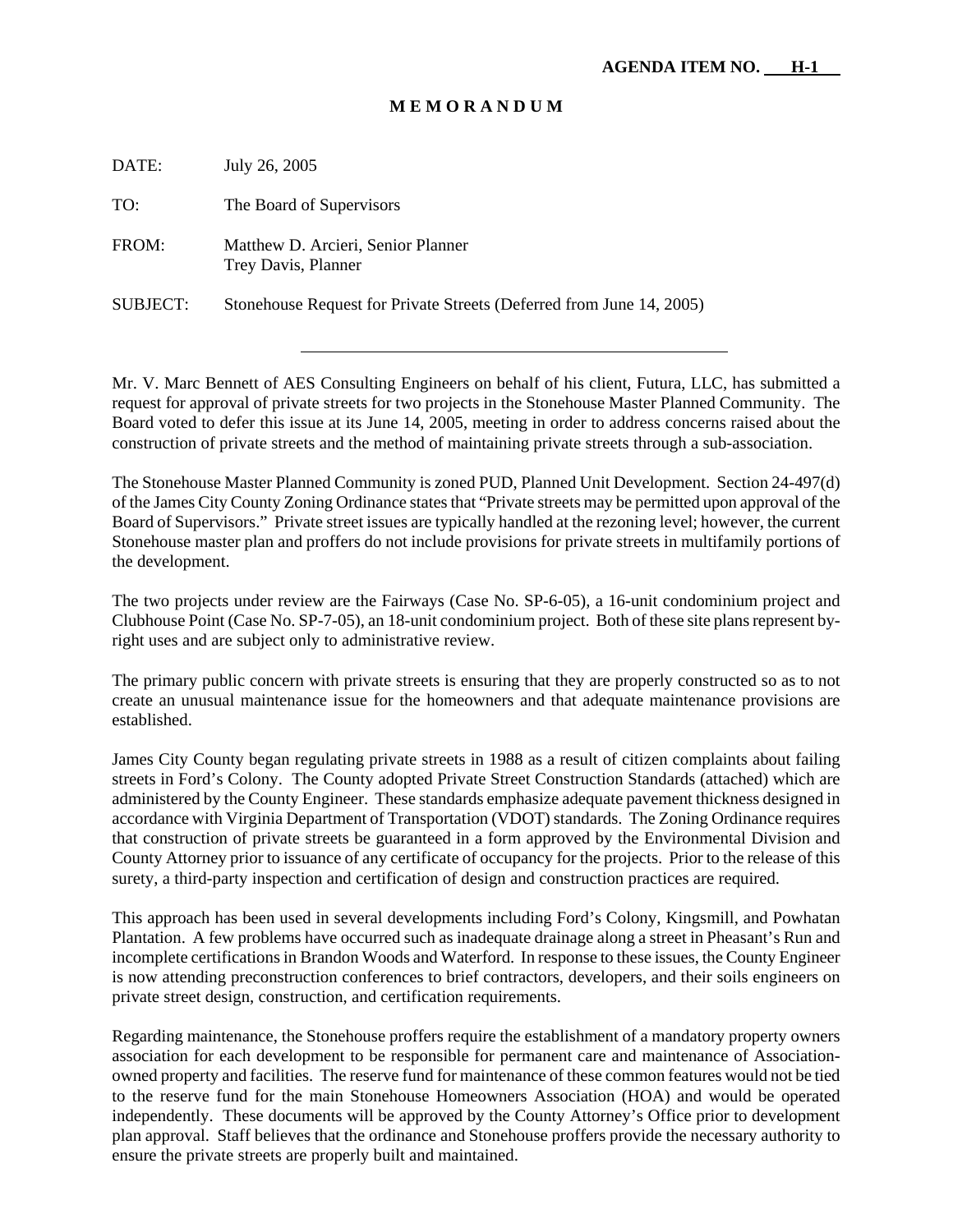**AGENDA ITEM NO. H-1**

# M E M O R A N D U M

DATE: July 26, 2005

TO: The Board of Supervisors

FROM: Matthew D. Arcieri, Senior Planner
Trey Davis, Planner

SUBJECT: Stonehouse Request for Private Streets (Deferred from June 14, 2005)

---

Mr. V. Marc Bennett of AES Consulting Engineers on behalf of his client, Futura, LLC, has submitted a request for approval of private streets for two projects in the Stonehouse Master Planned Community. The Board voted to defer this issue at its June 14, 2005, meeting in order to address concerns raised about the construction of private streets and the method of maintaining private streets through a sub-association.

The Stonehouse Master Planned Community is zoned PUD, Planned Unit Development. Section 24-497(d) of the James City County Zoning Ordinance states that "Private streets may be permitted upon approval of the Board of Supervisors." Private street issues are typically handled at the rezoning level; however, the current Stonehouse master plan and proffers do not include provisions for private streets in multifamily portions of the development.

The two projects under review are the Fairways (Case No. SP-6-05), a 16-unit condominium project and Clubhouse Point (Case No. SP-7-05), an 18-unit condominium project. Both of these site plans represent by-right uses and are subject only to administrative review.

The primary public concern with private streets is ensuring that they are properly constructed so as to not create an unusual maintenance issue for the homeowners and that adequate maintenance provisions are established.

James City County began regulating private streets in 1988 as a result of citizen complaints about failing streets in Ford's Colony. The County adopted Private Street Construction Standards (attached) which are administered by the County Engineer. These standards emphasize adequate pavement thickness designed in accordance with Virginia Department of Transportation (VDOT) standards. The Zoning Ordinance requires that construction of private streets be guaranteed in a form approved by the Environmental Division and County Attorney prior to issuance of any certificate of occupancy for the projects. Prior to the release of this surety, a third-party inspection and certification of design and construction practices are required.

This approach has been used in several developments including Ford's Colony, Kingsmill, and Powhatan Plantation. A few problems have occurred such as inadequate drainage along a street in Pheasant's Run and incomplete certifications in Brandon Woods and Waterford. In response to these issues, the County Engineer is now attending preconstruction conferences to brief contractors, developers, and their soils engineers on private street design, construction, and certification requirements.

Regarding maintenance, the Stonehouse proffers require the establishment of a mandatory property owners association for each development to be responsible for permanent care and maintenance of Association-owned property and facilities. The reserve fund for maintenance of these common features would not be tied to the reserve fund for the main Stonehouse Homeowners Association (HOA) and would be operated independently. These documents will be approved by the County Attorney's Office prior to development plan approval. Staff believes that the ordinance and Stonehouse proffers provide the necessary authority to ensure the private streets are properly built and maintained.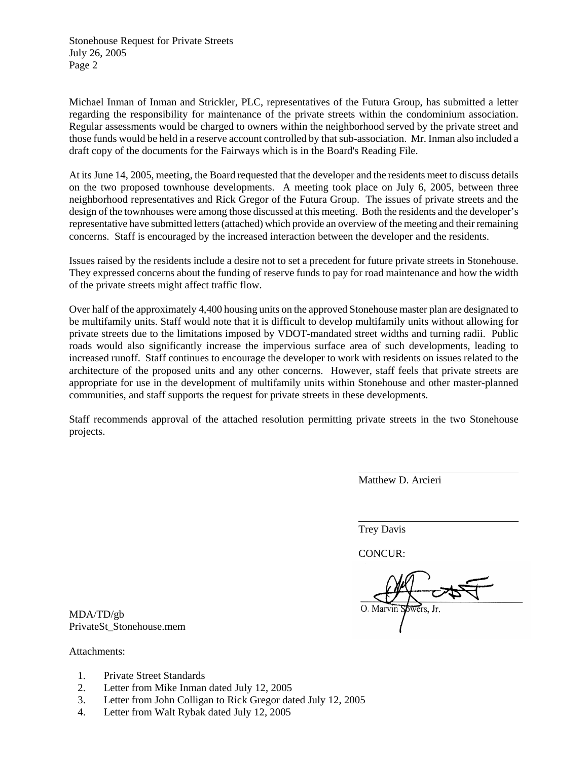Michael Inman of Inman and Strickler, PLC, representatives of the Futura Group, has submitted a letter regarding the responsibility for maintenance of the private streets within the condominium association. Regular assessments would be charged to owners within the neighborhood served by the private street and those funds would be held in a reserve account controlled by that sub-association. Mr. Inman also included a draft copy of the documents for the Fairways which is in the Board's Reading File.

At its June 14, 2005, meeting, the Board requested that the developer and the residents meet to discuss details on the two proposed townhouse developments. A meeting took place on July 6, 2005, between three neighborhood representatives and Rick Gregor of the Futura Group. The issues of private streets and the design of the townhouses were among those discussed at this meeting. Both the residents and the developer's representative have submitted letters (attached) which provide an overview of the meeting and their remaining concerns. Staff is encouraged by the increased interaction between the developer and the residents.

Issues raised by the residents include a desire not to set a precedent for future private streets in Stonehouse. They expressed concerns about the funding of reserve funds to pay for road maintenance and how the width of the private streets might affect traffic flow.

Over half of the approximately 4,400 housing units on the approved Stonehouse master plan are designated to be multifamily units. Staff would note that it is difficult to develop multifamily units without allowing for private streets due to the limitations imposed by VDOT-mandated street widths and turning radii. Public roads would also significantly increase the impervious surface area of such developments, leading to increased runoff. Staff continues to encourage the developer to work with residents on issues related to the architecture of the proposed units and any other concerns. However, staff feels that private streets are appropriate for use in the development of multifamily units within Stonehouse and other master-planned communities, and staff supports the request for private streets in these developments.

Staff recommends approval of the attached resolution permitting private streets in the two Stonehouse projects.

Matthew D. Arcieri

Trey Davis

CONCUR:

O. Marvin Sowers, Jr.

MDA/TD/gb
PrivateSt_Stonehouse.mem

Attachments:

1. Private Street Standards
2. Letter from Mike Inman dated July 12, 2005
3. Letter from John Colligan to Rick Gregor dated July 12, 2005
4. Letter from Walt Rybak dated July 12, 2005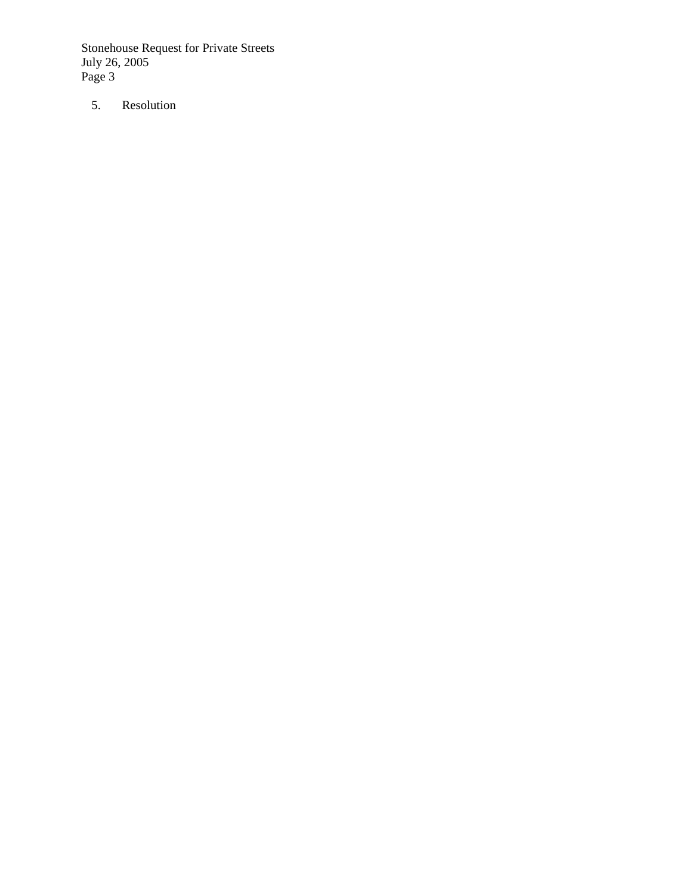5. Resolution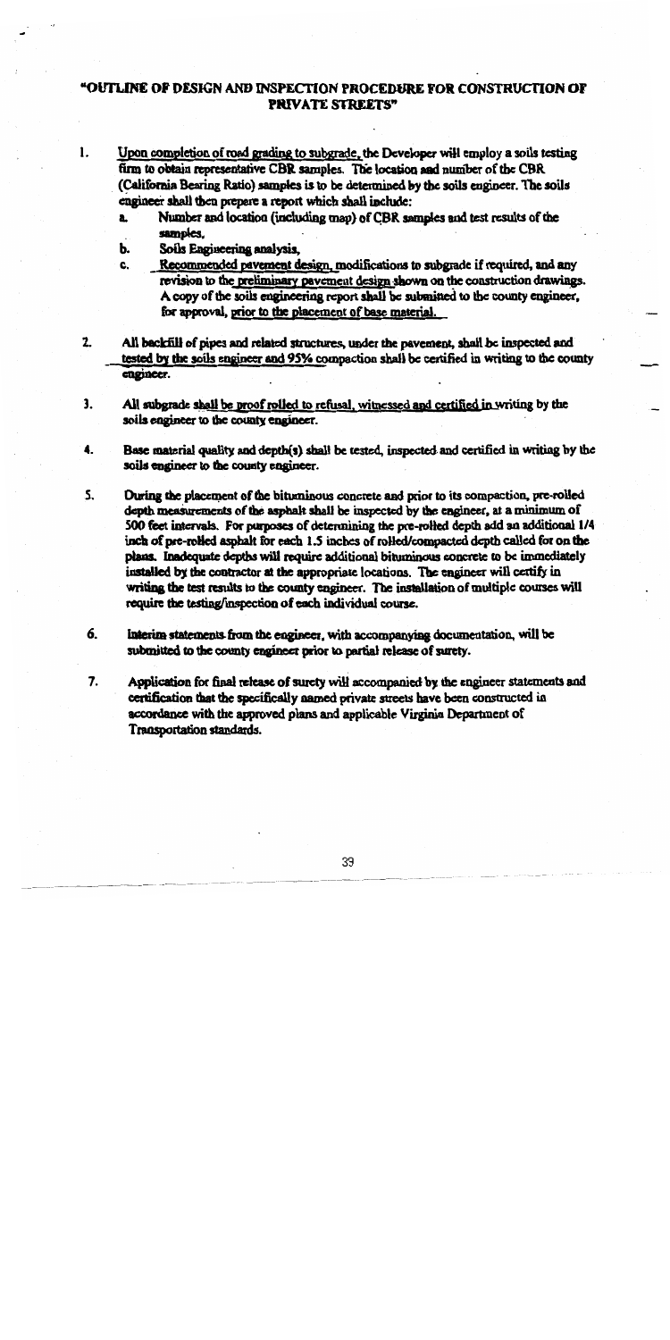# "OUTLINE OF DESIGN AND INSPECTION PROCEDURE FOR CONSTRUCTION OF PRIVATE STREETS"

1. Upon completion of road grading to subgrade, the Developer will employ a soils testing firm to obtain representative CBR samples. The location and number of the CBR (California Bearing Ratio) samples is to be determined by the soils engineer. The soils engineer shall then prepare a report which shall include:
   a. Number and location (including map) of CBR samples and test results of the samples.
   b. Soils Engineering analysis,
   c. Recommended pavement design, modifications to subgrade if required, and any revision to the preliminary pavement design shown on the construction drawings. A copy of the soils engineering report shall be submitted to the county engineer, for approval, prior to the placement of base material.

2. All backfill of pipes and related structures, under the pavement, shall be inspected and tested by the soils engineer and 95% compaction shall be certified in writing to the county engineer.

3. All subgrade shall be proof rolled to refusal, witnessed and certified in writing by the soils engineer to the county engineer.

4. Base material quality and depth(s) shall be tested, inspected and certified in writing by the soils engineer to the county engineer.

5. During the placement of the bituminous concrete and prior to its compaction, pre-rolled depth measurements of the asphalt shall be inspected by the engineer, at a minimum of 500 feet intervals. For purposes of determining the pre-rolled depth add an additional 1/4 inch of pre-rolled asphalt for each 1.5 inches of rolled/compacted depth called for on the plans. Inadequate depths will require additional bituminous concrete to be immediately installed by the contractor at the appropriate locations. The engineer will certify in writing the test results to the county engineer. The installation of multiple courses will require the testing/inspection of each individual course.

6. Interim statements from the engineer, with accompanying documentation, will be submitted to the county engineer prior to partial release of surety.

7. Application for final release of surety will accompanied by the engineer statements and certification that the specifically named private streets have been constructed in accordance with the approved plans and applicable Virginia Department of Transportation standards.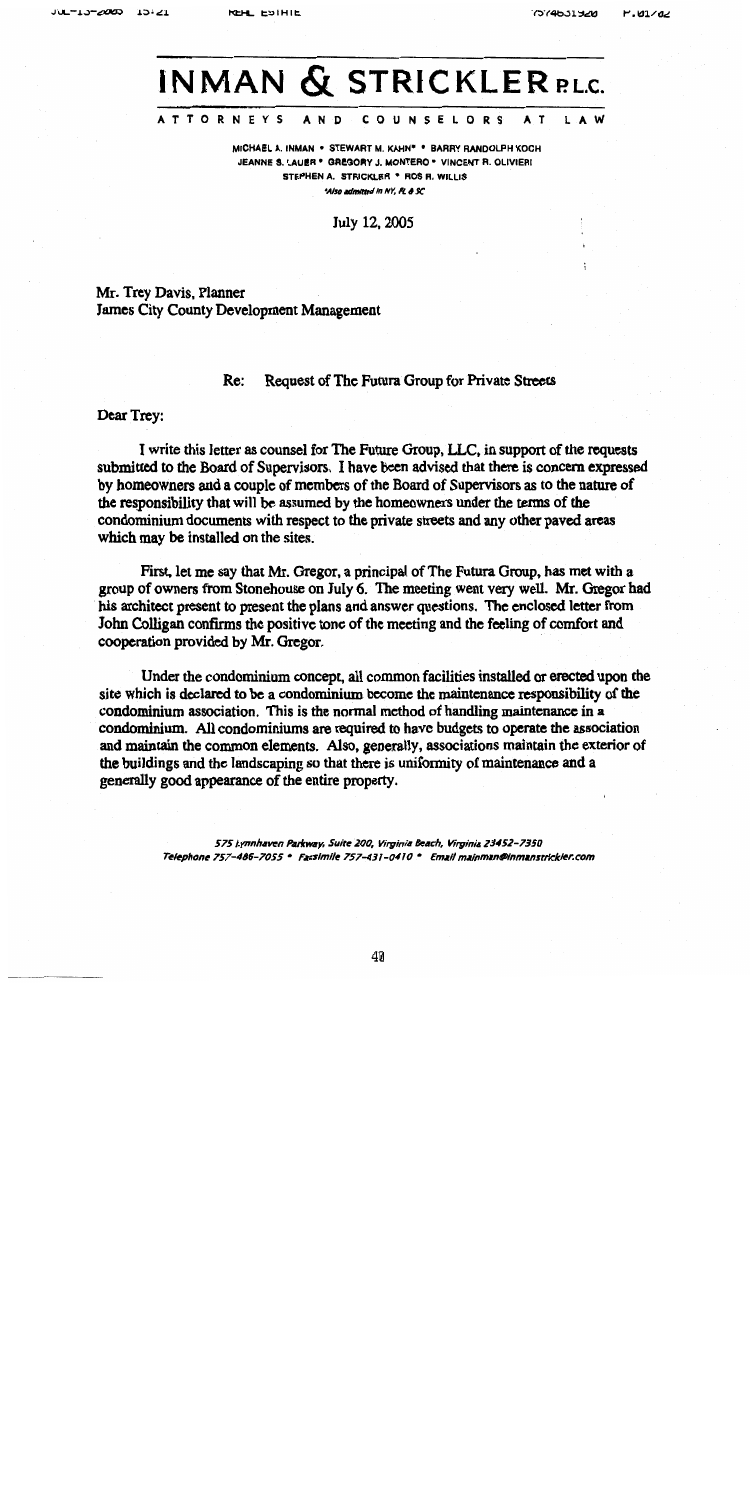# INMAN & STRICKLER P.L.C.

ATTORNEYS AND COUNSELORS AT LAW

MICHAEL A. INMAN • STEWART M. KAHN* • BARRY RANDOLPH KOCH
JEANNE S. LAUER • GREGORY J. MONTERO • VINCENT R. OLIVIERI
STEPHEN A. STRICKLER • ROS R. WILLIS
*Also admitted in NY, FL & SC

July 12, 2005

Mr. Trey Davis, Planner
James City County Development Management

Re: Request of The Futura Group for Private Streets

Dear Trey:

I write this letter as counsel for The Future Group, LLC, in support of the requests submitted to the Board of Supervisors. I have been advised that there is concern expressed by homeowners and a couple of members of the Board of Supervisors as to the nature of the responsibility that will be assumed by the homeowners under the terms of the condominium documents with respect to the private streets and any other paved areas which may be installed on the sites.

First, let me say that Mr. Gregor, a principal of The Futura Group, has met with a group of owners from Stonehouse on July 6. The meeting went very well. Mr. Gregor had his architect present to present the plans and answer questions. The enclosed letter from John Colligan confirms the positive tone of the meeting and the feeling of comfort and cooperation provided by Mr. Gregor.

Under the condominium concept, all common facilities installed or erected upon the site which is declared to be a condominium become the maintenance responsibility of the condominium association. This is the normal method of handling maintenance in a condominium. All condominiums are required to have budgets to operate the association and maintain the common elements. Also, generally, associations maintain the exterior of the buildings and the landscaping so that there is uniformity of maintenance and a generally good appearance of the entire property.

*575 Lynnhaven Parkway, Suite 200, Virginia Beach, Virginia 23452-7350*
*Telephone 757-486-7055 • Facsimile 757-431-0410 • Email mainman@inmanstrickler.com*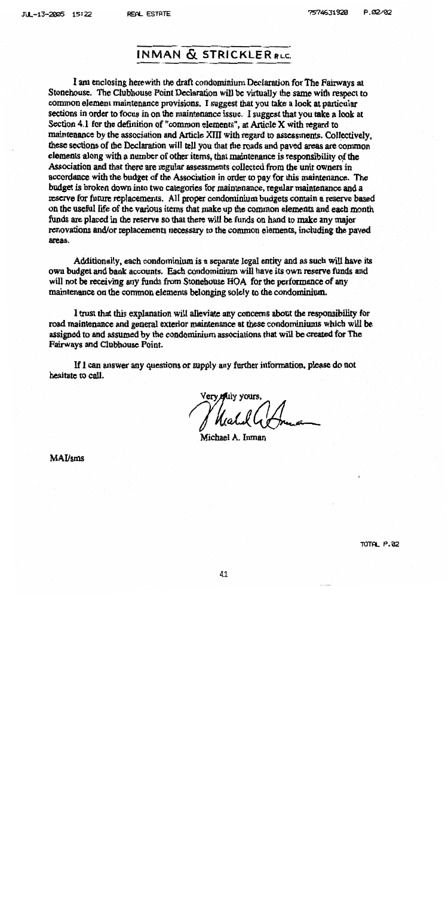# INMAN & STRICKLER P.L.C.

I am enclosing herewith the draft condominium Declaration for The Fairways at Stonehouse. The Clubhouse Point Declaration will be virtually the same with respect to common element maintenance provisions. I suggest that you take a look at particular sections in order to focus in on the maintenance issue. I suggest that you take a look at Section 4.1 for the definition of "common elements", at Article X with regard to maintenance by the association and Article XIII with regard to assessments. Collectively, these sections of the Declaration will tell you that the roads and paved areas are common elements along with a number of other items, that maintenance is responsibility of the Association and that there are regular assessments collected from the unit owners in accordance with the budget of the Association in order to pay for this maintenance. The budget is broken down into two categories for maintenance, regular maintenance and a reserve for future replacements. All proper condominium budgets contain a reserve based on the useful life of the various items that make up the common elements and each month funds are placed in the reserve so that there will be funds on hand to make any major renovations and/or replacements necessary to the common elements, including the paved areas.

Additionally, each condominium is a separate legal entity and as such will have its own budget and bank accounts. Each condominium will have its own reserve funds and will not be receiving any funds from Stonehouse HOA for the performance of any maintenance on the common elements belonging solely to the condominium.

I trust that this explanation will alleviate any concerns about the responsibility for road maintenance and general exterior maintenance at these condominiums which will be assigned to and assumed by the condominium associations that will be created for The Fairways and Clubhouse Point.

If I can answer any questions or supply any further information, please do not hesitate to call.

Very truly yours,

Michael A. Inman

MAI/sms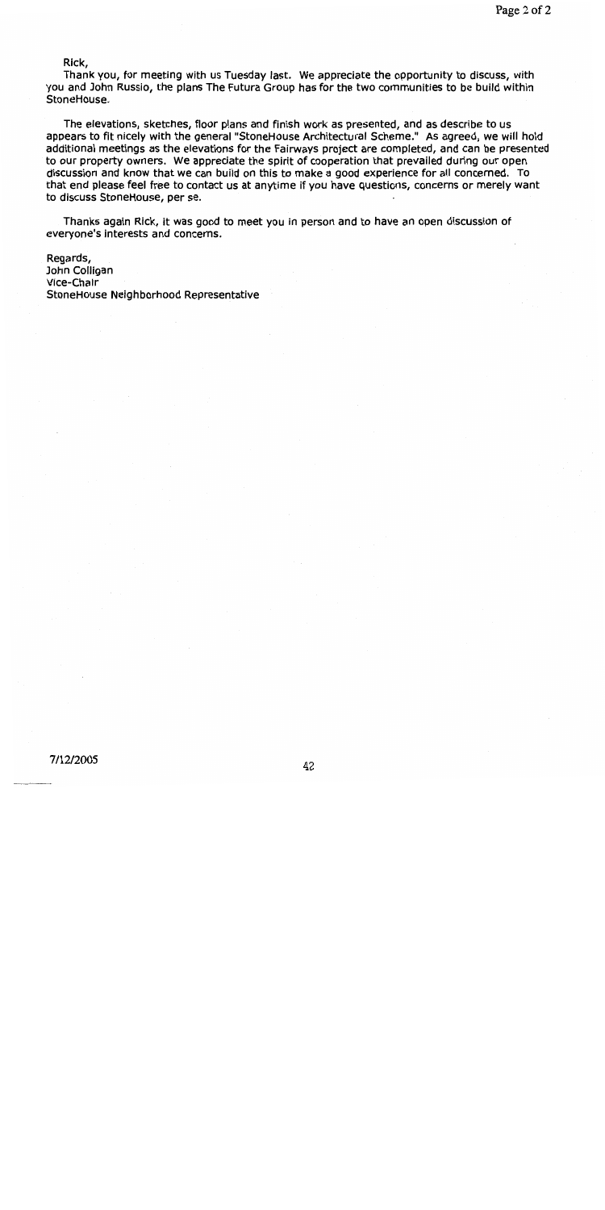Rick,

Thank you, for meeting with us Tuesday last. We appreciate the opportunity to discuss, with you and John Russio, the plans The Futura Group has for the two communities to be build within StoneHouse.

The elevations, sketches, floor plans and finish work as presented, and as describe to us appears to fit nicely with the general "StoneHouse Architectural Scheme." As agreed, we will hold additional meetings as the elevations for the Fairways project are completed, and can be presented to our property owners. We appreciate the spirit of cooperation that prevailed during our open discussion and know that we can build on this to make a good experience for all concerned. To that end please feel free to contact us at anytime if you have questions, concerns or merely want to discuss StoneHouse, per se.

Thanks again Rick, it was good to meet you in person and to have an open discussion of everyone's interests and concerns.

Regards,
John Colligan
Vice-Chair
StoneHouse Neighborhood Representative

7/12/2005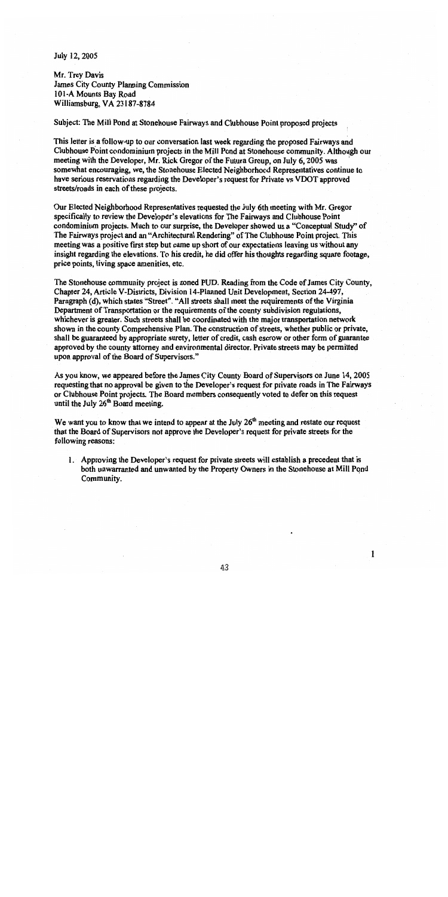July 12, 2005

Mr. Trey Davis
James City County Planning Commission
101-A Mounts Bay Road
Williamsburg, VA 23187-8784

Subject: The Mill Pond at Stonehouse Fairways and Clubhouse Point proposed projects

This letter is a follow-up to our conversation last week regarding the proposed Fairways and Clubhouse Point condominium projects in the Mill Pond at Stonehouse community. Although our meeting with the Developer, Mr. Rick Gregor of the Futura Group, on July 6, 2005 was somewhat encouraging, we, the Stonehouse Elected Neighborhood Representatives continue to have serious reservations regarding the Developer's request for Private vs VDOT approved streets/roads in each of these projects.

Our Elected Neighborhood Representatives requested the July 6th meeting with Mr. Gregor specifically to review the Developer's elevations for The Fairways and Clubhouse Point condominium projects. Much to our surprise, the Developer showed us a "Conceptual Study" of The Fairways project and an "Architectural Rendering" of The Clubhouse Point project. This meeting was a positive first step but came up short of our expectations leaving us without any insight regarding the elevations. To his credit, he did offer his thoughts regarding square footage, price points, living space amenities, etc.

The Stonehouse community project is zoned PUD. Reading from the Code of James City County, Chapter 24, Article V-Districts, Division 14-Planned Unit Development, Section 24-497, Paragraph (d), which states "Street". "All streets shall meet the requirements of the Virginia Department of Transportation or the requirements of the county subdivision regulations, whichever is greater. Such streets shall be coordinated with the major transportation network shown in the county Comprehensive Plan. The construction of streets, whether public or private, shall be guaranteed by appropriate surety, letter of credit, cash escrow or other form of guarantee approved by the county attorney and environmental director. Private streets may be permitted upon approval of the Board of Supervisors."

As you know, we appeared before the James City County Board of Supervisors on June 14, 2005 requesting that no approval be given to the Developer's request for private roads in The Fairways or Clubhouse Point projects. The Board members consequently voted to defer on this request until the July 26th Board meeting.

We want you to know that we intend to appear at the July 26th meeting and restate our request that the Board of Supervisors not approve the Developer's request for private streets for the following reasons:

1. Approving the Developer's request for private streets will establish a precedent that is both unwarranted and unwanted by the Property Owners in the Stonehouse at Mill Pond Community.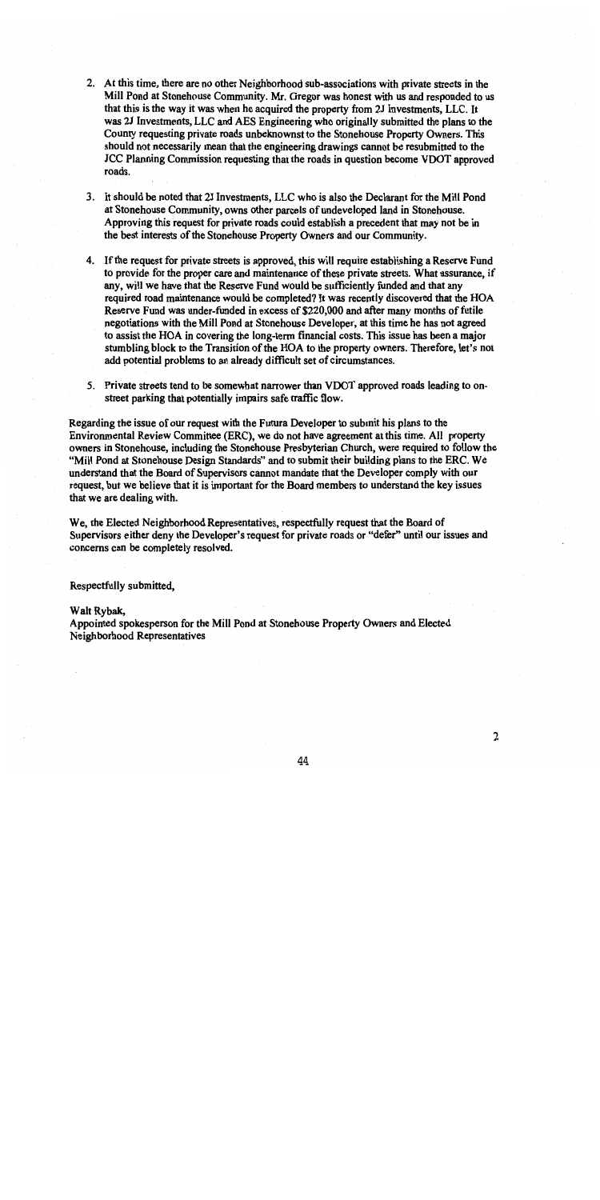2. At this time, there are no other Neighborhood sub-associations with private streets in the Mill Pond at Stonehouse Community. Mr. Gregor was honest with us and responded to us that this is the way it was when he acquired the property from 2J Investments, LLC. It was 2J Investments, LLC and AES Engineering who originally submitted the plans to the County requesting private roads unbeknownst to the Stonehouse Property Owners. This should not necessarily mean that the engineering drawings cannot be resubmitted to the JCC Planning Commission requesting that the roads in question become VDOT approved roads.

3. It should be noted that 2J Investments, LLC who is also the Declarant for the Mill Pond at Stonehouse Community, owns other parcels of undeveloped land in Stonehouse. Approving this request for private roads could establish a precedent that may not be in the best interests of the Stonehouse Property Owners and our Community.

4. If the request for private streets is approved, this will require establishing a Reserve Fund to provide for the proper care and maintenance of these private streets. What assurance, if any, will we have that the Reserve Fund would be sufficiently funded and that any required road maintenance would be completed? It was recently discovered that the HOA Reserve Fund was under-funded in excess of $220,000 and after many months of futile negotiations with the Mill Pond at Stonehouse Developer, at this time he has not agreed to assist the HOA in covering the long-term financial costs. This issue has been a major stumbling block to the Transition of the HOA to the property owners. Therefore, let's not add potential problems to an already difficult set of circumstances.

5. Private streets tend to be somewhat narrower than VDOT approved roads leading to on-street parking that potentially impairs safe traffic flow.

Regarding the issue of our request with the Futura Developer to submit his plans to the Environmental Review Committee (ERC), we do not have agreement at this time. All property owners in Stonehouse, including the Stonehouse Presbyterian Church, were required to follow the "Mill Pond at Stonehouse Design Standards" and to submit their building plans to the ERC. We understand that the Board of Supervisors cannot mandate that the Developer comply with our request, but we believe that it is important for the Board members to understand the key issues that we are dealing with.

We, the Elected Neighborhood Representatives, respectfully request that the Board of Supervisors either deny the Developer's request for private roads or "defer" until our issues and concerns can be completely resolved.

Respectfully submitted,

Walt Rybak,
Appointed spokesperson for the Mill Pond at Stonehouse Property Owners and Elected Neighborhood Representatives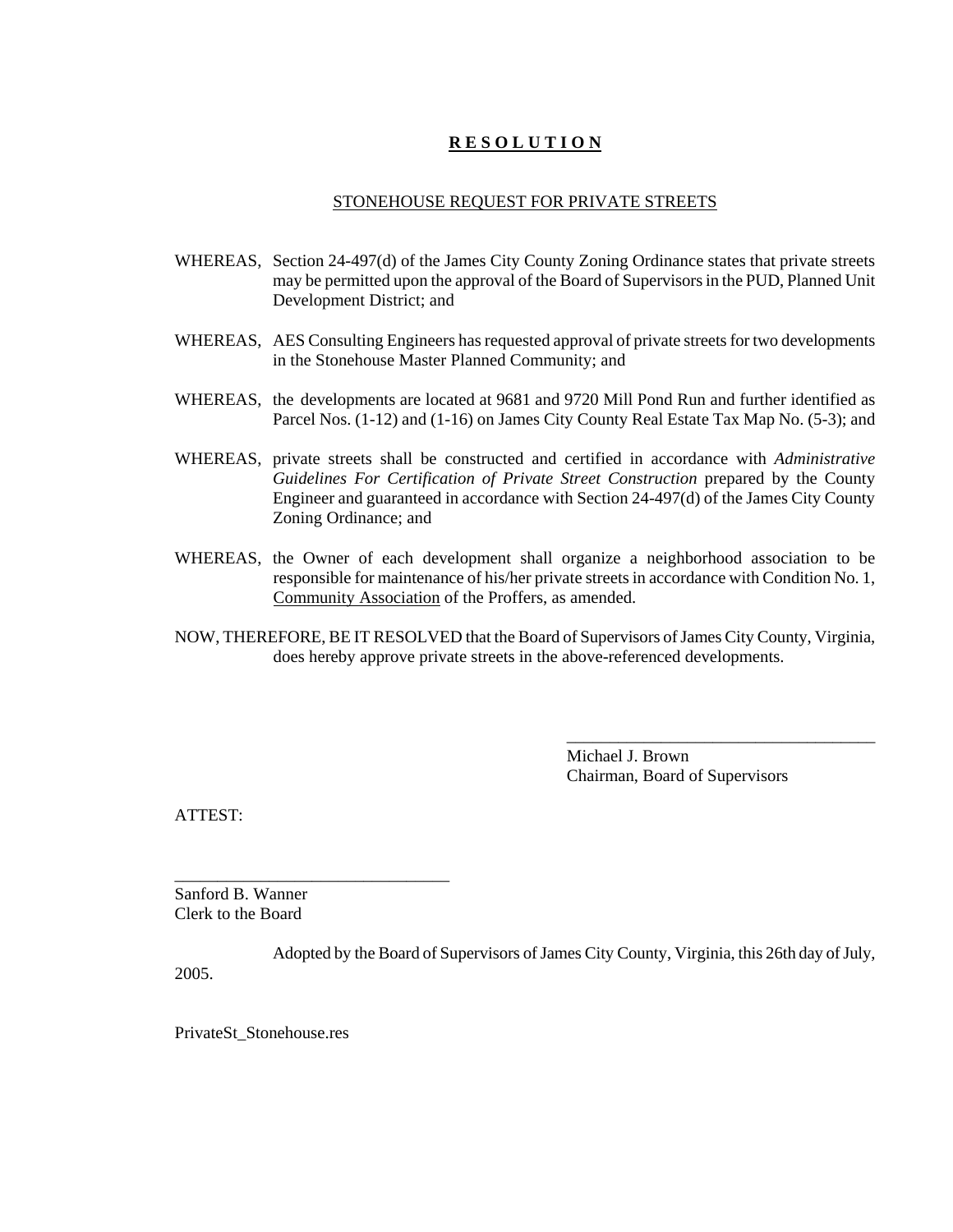# **R E S O L U T I O N**

STONEHOUSE REQUEST FOR PRIVATE STREETS

WHEREAS, Section 24-497(d) of the James City County Zoning Ordinance states that private streets may be permitted upon the approval of the Board of Supervisors in the PUD, Planned Unit Development District; and

WHEREAS, AES Consulting Engineers has requested approval of private streets for two developments in the Stonehouse Master Planned Community; and

WHEREAS, the developments are located at 9681 and 9720 Mill Pond Run and further identified as Parcel Nos. (1-12) and (1-16) on James City County Real Estate Tax Map No. (5-3); and

WHEREAS, private streets shall be constructed and certified in accordance with *Administrative Guidelines For Certification of Private Street Construction* prepared by the County Engineer and guaranteed in accordance with Section 24-497(d) of the James City County Zoning Ordinance; and

WHEREAS, the Owner of each development shall organize a neighborhood association to be responsible for maintenance of his/her private streets in accordance with Condition No. 1, Community Association of the Proffers, as amended.

NOW, THEREFORE, BE IT RESOLVED that the Board of Supervisors of James City County, Virginia, does hereby approve private streets in the above-referenced developments.

_____________________________________
Michael J. Brown
Chairman, Board of Supervisors

ATTEST:

________________________________
Sanford B. Wanner
Clerk to the Board

Adopted by the Board of Supervisors of James City County, Virginia, this 26th day of July, 2005.

PrivateSt_Stonehouse.res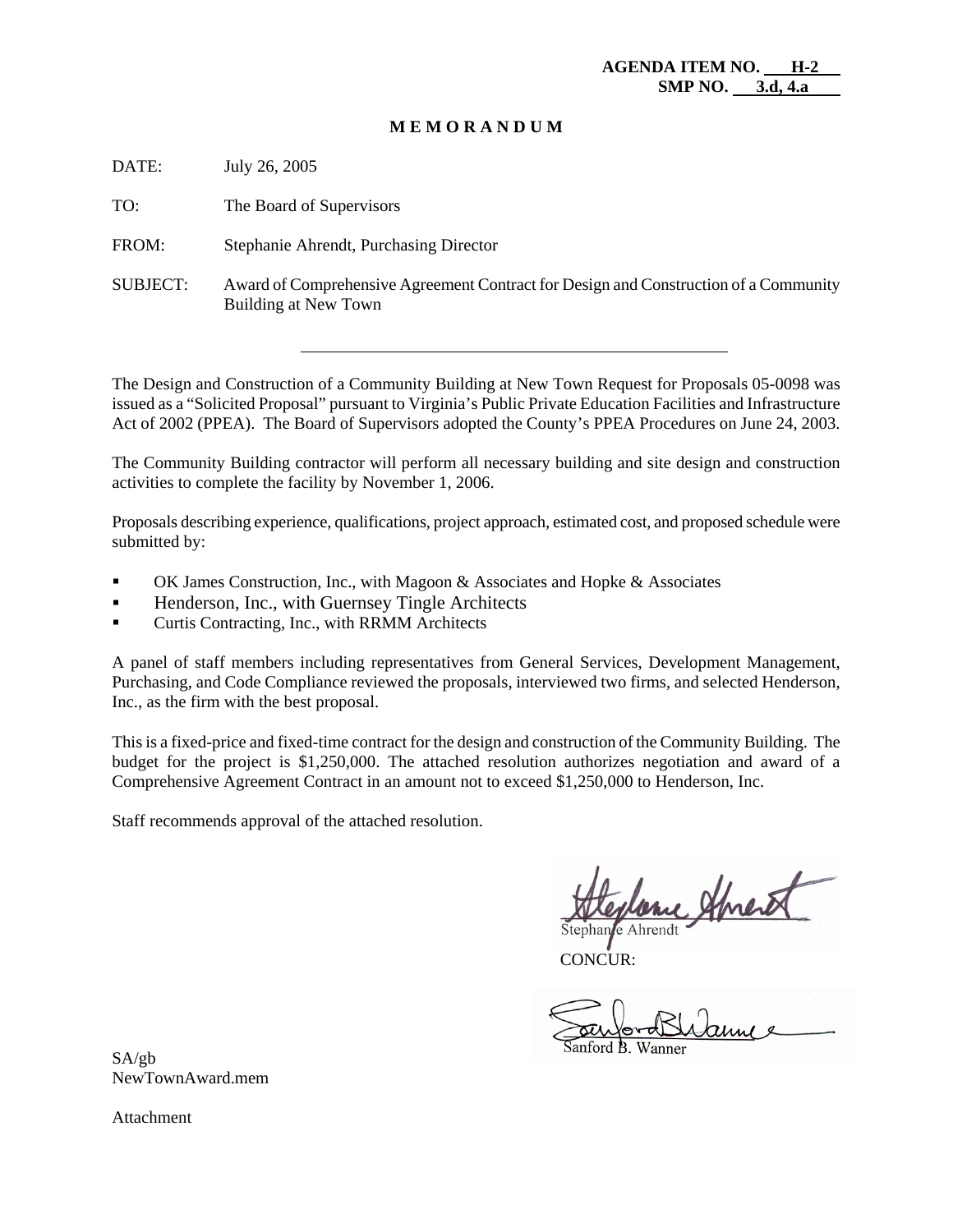**AGENDA ITEM NO. H-2**
**SMP NO. 3.d, 4.a**

**M E M O R A N D U M**

DATE: July 26, 2005

TO: The Board of Supervisors

FROM: Stephanie Ahrendt, Purchasing Director

SUBJECT: Award of Comprehensive Agreement Contract for Design and Construction of a Community Building at New Town

---

The Design and Construction of a Community Building at New Town Request for Proposals 05-0098 was issued as a "Solicited Proposal" pursuant to Virginia's Public Private Education Facilities and Infrastructure Act of 2002 (PPEA). The Board of Supervisors adopted the County's PPEA Procedures on June 24, 2003.

The Community Building contractor will perform all necessary building and site design and construction activities to complete the facility by November 1, 2006.

Proposals describing experience, qualifications, project approach, estimated cost, and proposed schedule were submitted by:

- OK James Construction, Inc., with Magoon & Associates and Hopke & Associates
- Henderson, Inc., with Guernsey Tingle Architects
- Curtis Contracting, Inc., with RRMM Architects

A panel of staff members including representatives from General Services, Development Management, Purchasing, and Code Compliance reviewed the proposals, interviewed two firms, and selected Henderson, Inc., as the firm with the best proposal.

This is a fixed-price and fixed-time contract for the design and construction of the Community Building. The budget for the project is $1,250,000. The attached resolution authorizes negotiation and award of a Comprehensive Agreement Contract in an amount not to exceed $1,250,000 to Henderson, Inc.

Staff recommends approval of the attached resolution.

Stephanie Ahrendt

CONCUR:

Sanford B. Wanner

SA/gb
NewTownAward.mem

Attachment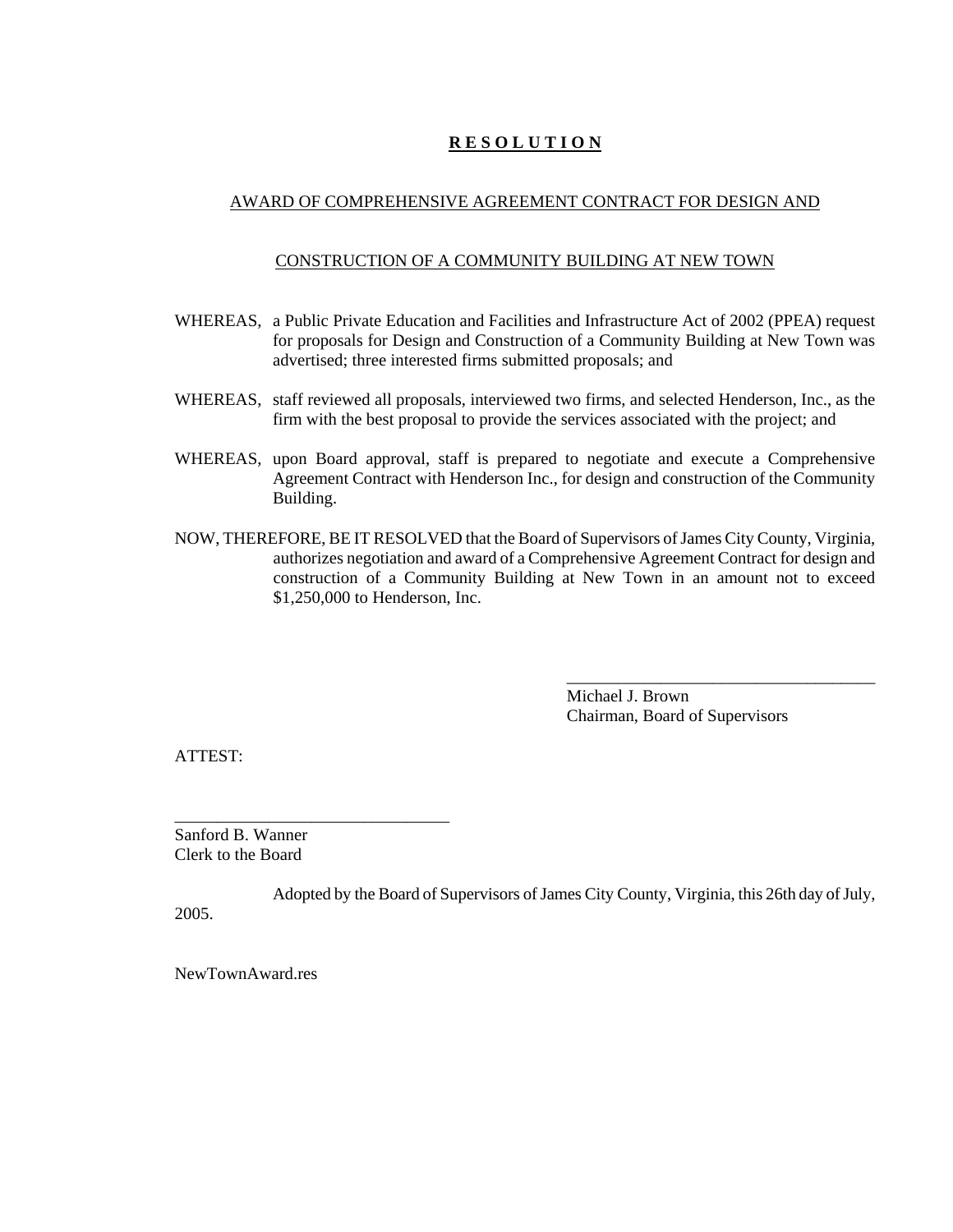# R E S O L U T I O N

## AWARD OF COMPREHENSIVE AGREEMENT CONTRACT FOR DESIGN AND

## CONSTRUCTION OF A COMMUNITY BUILDING AT NEW TOWN

WHEREAS, a Public Private Education and Facilities and Infrastructure Act of 2002 (PPEA) request for proposals for Design and Construction of a Community Building at New Town was advertised; three interested firms submitted proposals; and

WHEREAS, staff reviewed all proposals, interviewed two firms, and selected Henderson, Inc., as the firm with the best proposal to provide the services associated with the project; and

WHEREAS, upon Board approval, staff is prepared to negotiate and execute a Comprehensive Agreement Contract with Henderson Inc., for design and construction of the Community Building.

NOW, THEREFORE, BE IT RESOLVED that the Board of Supervisors of James City County, Virginia, authorizes negotiation and award of a Comprehensive Agreement Contract for design and construction of a Community Building at New Town in an amount not to exceed $1,250,000 to Henderson, Inc.

_____________________________________
Michael J. Brown
Chairman, Board of Supervisors

ATTEST:

_________________________________
Sanford B. Wanner
Clerk to the Board

Adopted by the Board of Supervisors of James City County, Virginia, this 26th day of July, 2005.

NewTownAward.res